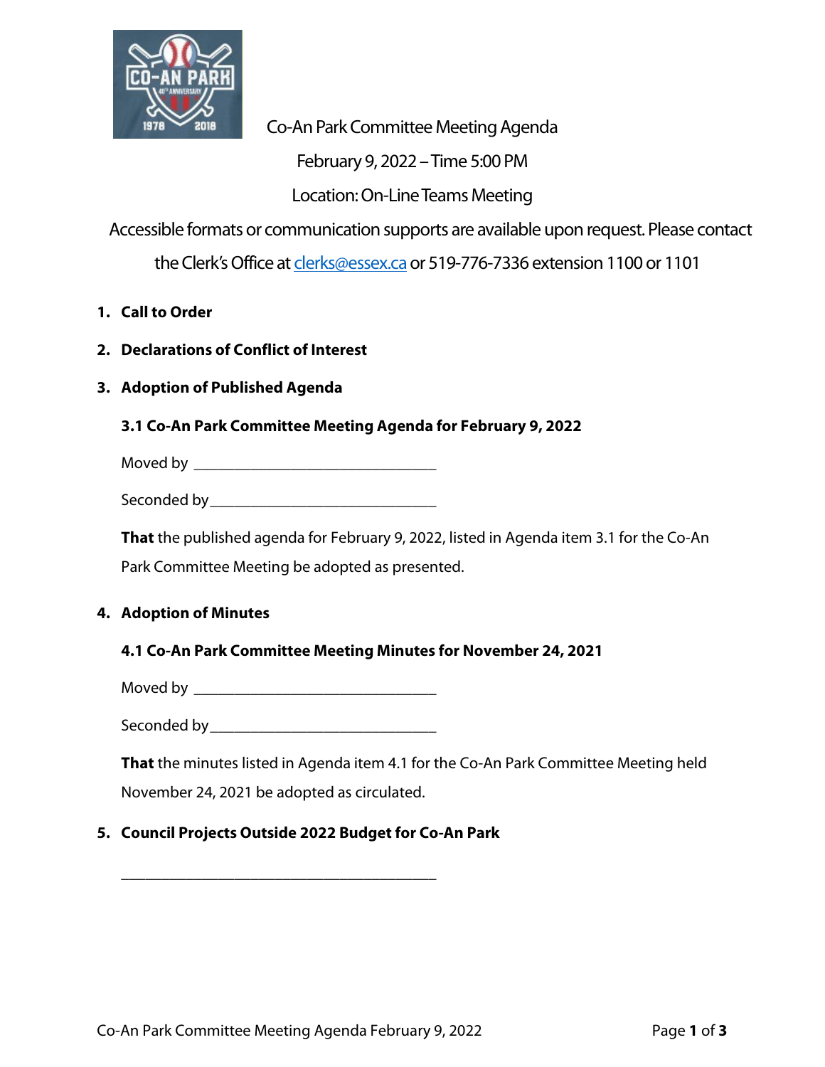Co-An Park Committee Meeting Agenda

February 9, 2022 – Time 5:00 PM

Location: On-Line Teams Meeting

Accessible formats or communication supports are available upon request. Please contact the Clerk's Office at clerks@essex.ca or 519-776-7336 extension 1100 or 1101

1. **Call to Order**

2. **Declarations of Conflict of Interest**

3. **Adoption of Published Agenda**

   **3.1 Co-An Park Committee Meeting Agenda for February 9, 2022**

   Moved by ________________________________

   Seconded by ______________________________

   **That** the published agenda for February 9, 2022, listed in Agenda item 3.1 for the Co-An Park Committee Meeting be adopted as presented.

4. **Adoption of Minutes**

   **4.1 Co-An Park Committee Meeting Minutes for November 24, 2021**

   Moved by ________________________________

   Seconded by ______________________________

   **That** the minutes listed in Agenda item 4.1 for the Co-An Park Committee Meeting held November 24, 2021 be adopted as circulated.

5. **Council Projects Outside 2022 Budget for Co-An Park**

   __________________________________________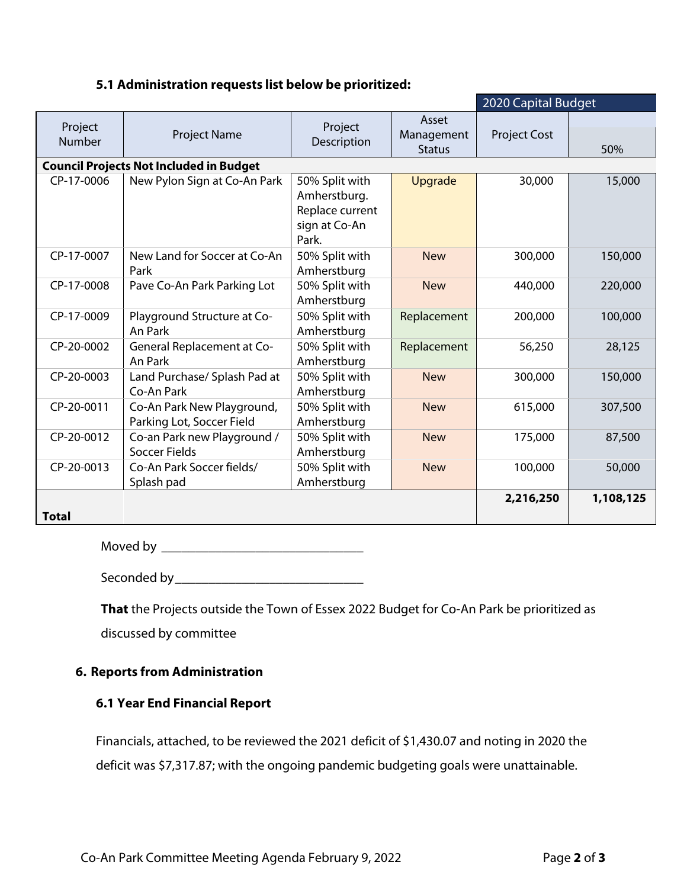### 5.1 Administration requests list below be prioritized:

| Project Number | Project Name | Project Description | Asset Management Status | 2020 Capital Budget | |
|---|---|---|---|---|---|
| | | | | Project Cost | 50% |
| **Council Projects Not Included in Budget** | | | | | |
| CP-17-0006 | New Pylon Sign at Co-An Park | 50% Split with Amherstburg. Replace current sign at Co-An Park. | Upgrade | 30,000 | 15,000 |
| CP-17-0007 | New Land for Soccer at Co-An Park | 50% Split with Amherstburg | New | 300,000 | 150,000 |
| CP-17-0008 | Pave Co-An Park Parking Lot | 50% Split with Amherstburg | New | 440,000 | 220,000 |
| CP-17-0009 | Playground Structure at Co-An Park | 50% Split with Amherstburg | Replacement | 200,000 | 100,000 |
| CP-20-0002 | General Replacement at Co-An Park | 50% Split with Amherstburg | Replacement | 56,250 | 28,125 |
| CP-20-0003 | Land Purchase/ Splash Pad at Co-An Park | 50% Split with Amherstburg | New | 300,000 | 150,000 |
| CP-20-0011 | Co-An Park New Playground, Parking Lot, Soccer Field | 50% Split with Amherstburg | New | 615,000 | 307,500 |
| CP-20-0012 | Co-an Park new Playground / Soccer Fields | 50% Split with Amherstburg | New | 175,000 | 87,500 |
| CP-20-0013 | Co-An Park Soccer fields/ Splash pad | 50% Split with Amherstburg | New | 100,000 | 50,000 |
| **Total** | | | | **2,216,250** | **1,108,125** |

Moved by ______________________________

Seconded by____________________________

**That** the Projects outside the Town of Essex 2022 Budget for Co-An Park be prioritized as discussed by committee

## 6. Reports from Administration

### 6.1 Year End Financial Report

Financials, attached, to be reviewed the 2021 deficit of $1,430.07 and noting in 2020 the deficit was $7,317.87; with the ongoing pandemic budgeting goals were unattainable.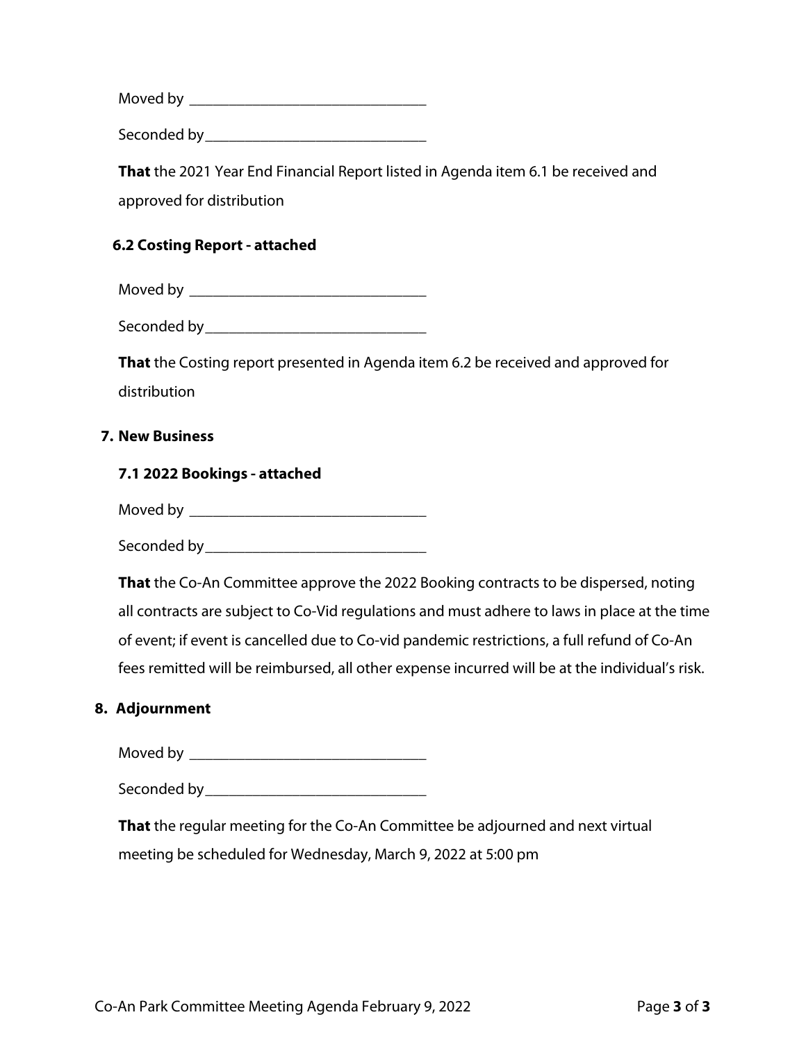Moved by ______________________________

Seconded by____________________________

**That** the 2021 Year End Financial Report listed in Agenda item 6.1 be received and approved for distribution

**6.2 Costing Report - attached**

Moved by ______________________________

Seconded by____________________________

**That** the Costing report presented in Agenda item 6.2 be received and approved for distribution

**7. New Business**

**7.1 2022 Bookings - attached**

Moved by ______________________________

Seconded by____________________________

**That** the Co-An Committee approve the 2022 Booking contracts to be dispersed, noting all contracts are subject to Co-Vid regulations and must adhere to laws in place at the time of event; if event is cancelled due to Co-vid pandemic restrictions, a full refund of Co-An fees remitted will be reimbursed, all other expense incurred will be at the individual's risk.

**8. Adjournment**

Moved by ______________________________

Seconded by____________________________

**That** the regular meeting for the Co-An Committee be adjourned and next virtual meeting be scheduled for Wednesday, March 9, 2022 at 5:00 pm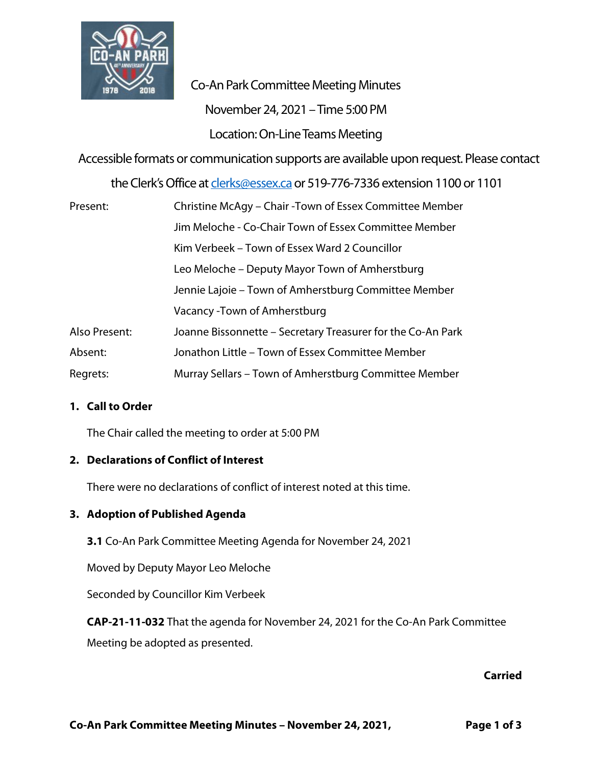# Co-An Park Committee Meeting Minutes

November 24, 2021 – Time 5:00 PM

Location: On-Line Teams Meeting

Accessible formats or communication supports are available upon request. Please contact the Clerk's Office at clerks@essex.ca or 519-776-7336 extension 1100 or 1101

| | |
|---|---|
| Present: | Christine McAgy – Chair -Town of Essex Committee Member |
| | Jim Meloche - Co-Chair Town of Essex Committee Member |
| | Kim Verbeek – Town of Essex Ward 2 Councillor |
| | Leo Meloche – Deputy Mayor Town of Amherstburg |
| | Jennie Lajoie – Town of Amherstburg Committee Member |
| | Vacancy -Town of Amherstburg |
| Also Present: | Joanne Bissonnette – Secretary Treasurer for the Co-An Park |
| Absent: | Jonathon Little – Town of Essex Committee Member |
| Regrets: | Murray Sellars – Town of Amherstburg Committee Member |

## 1. Call to Order

The Chair called the meeting to order at 5:00 PM

## 2. Declarations of Conflict of Interest

There were no declarations of conflict of interest noted at this time.

## 3. Adoption of Published Agenda

**3.1** Co-An Park Committee Meeting Agenda for November 24, 2021

Moved by Deputy Mayor Leo Meloche

Seconded by Councillor Kim Verbeek

**CAP-21-11-032** That the agenda for November 24, 2021 for the Co-An Park Committee Meeting be adopted as presented.

**Carried**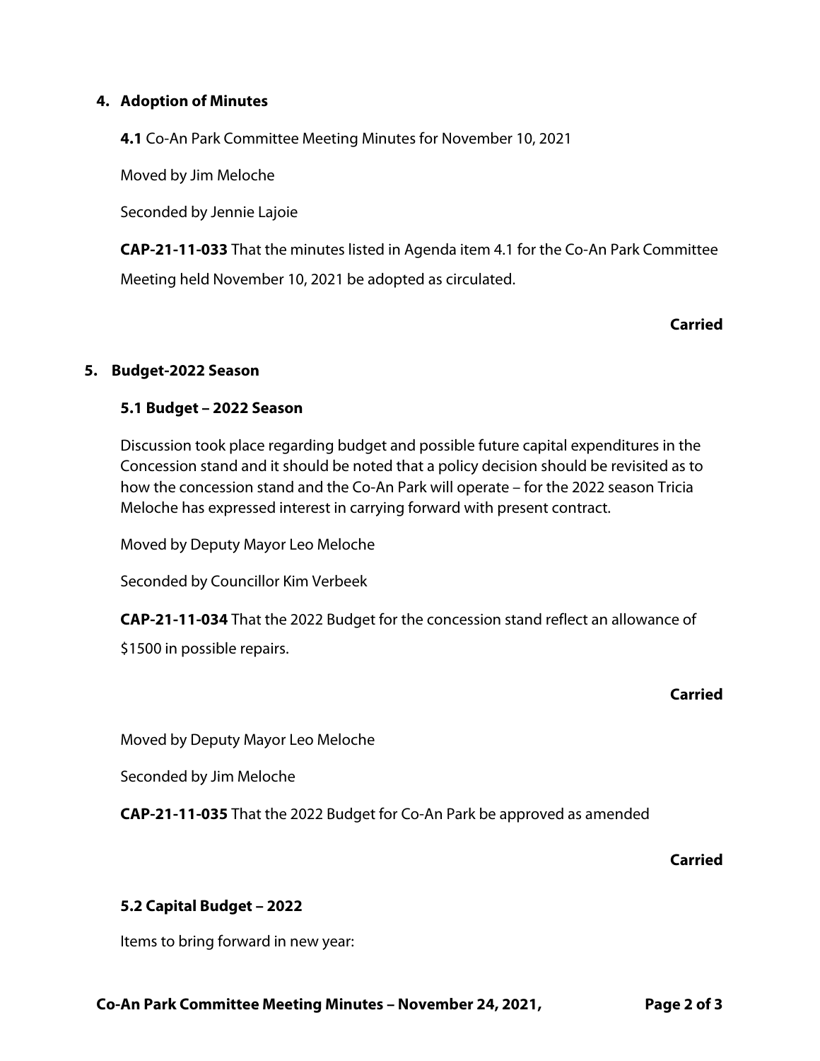## 4. Adoption of Minutes

**4.1** Co-An Park Committee Meeting Minutes for November 10, 2021

Moved by Jim Meloche

Seconded by Jennie Lajoie

**CAP-21-11-033** That the minutes listed in Agenda item 4.1 for the Co-An Park Committee Meeting held November 10, 2021 be adopted as circulated.

**Carried**

## 5. Budget-2022 Season

### 5.1 Budget – 2022 Season

Discussion took place regarding budget and possible future capital expenditures in the Concession stand and it should be noted that a policy decision should be revisited as to how the concession stand and the Co-An Park will operate – for the 2022 season Tricia Meloche has expressed interest in carrying forward with present contract.

Moved by Deputy Mayor Leo Meloche

Seconded by Councillor Kim Verbeek

**CAP-21-11-034** That the 2022 Budget for the concession stand reflect an allowance of $1500 in possible repairs.

**Carried**

Moved by Deputy Mayor Leo Meloche

Seconded by Jim Meloche

**CAP-21-11-035** That the 2022 Budget for Co-An Park be approved as amended

**Carried**

### 5.2 Capital Budget – 2022

Items to bring forward in new year: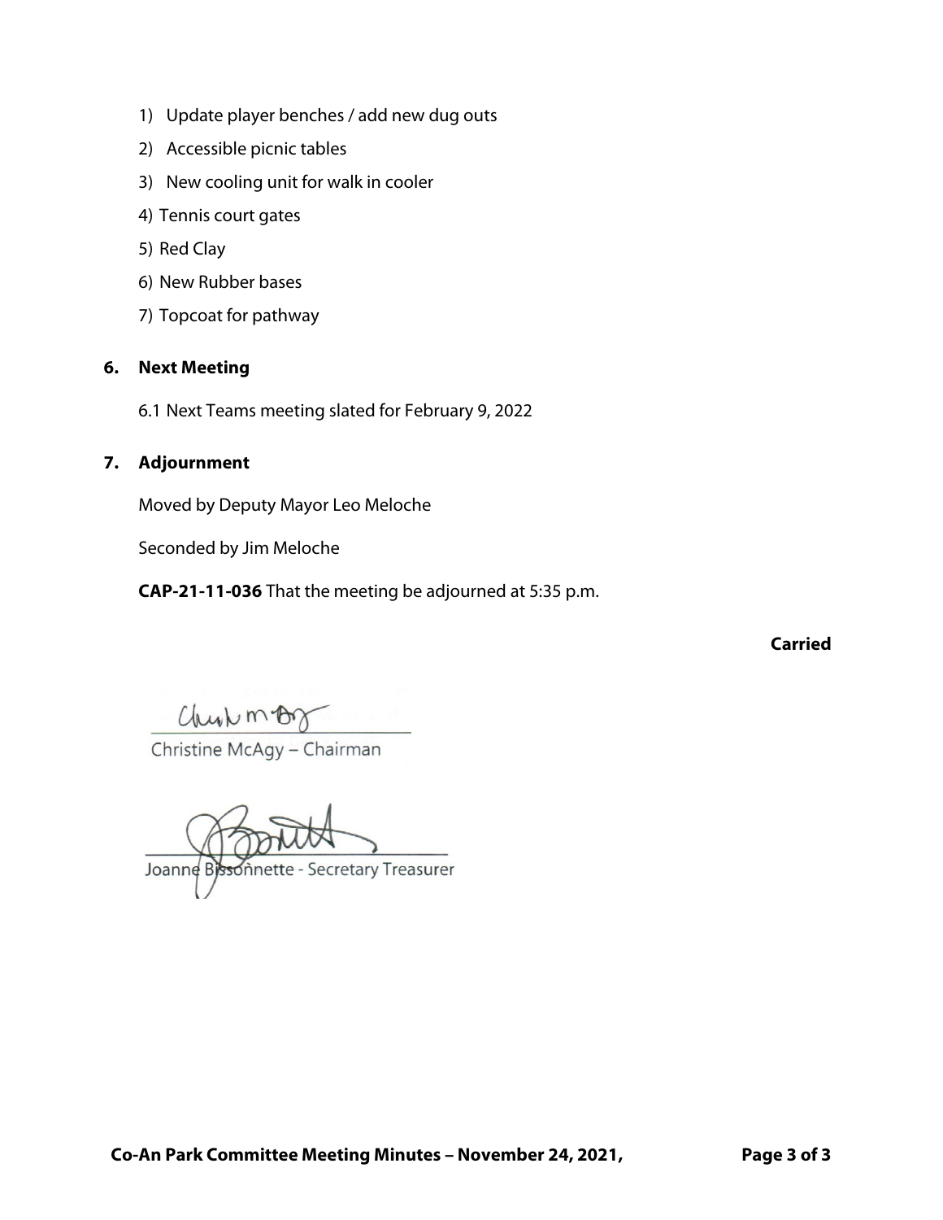1) Update player benches / add new dug outs
2) Accessible picnic tables
3) New cooling unit for walk in cooler
4) Tennis court gates
5) Red Clay
6) New Rubber bases
7) Topcoat for pathway

## 6. Next Meeting

6.1 Next Teams meeting slated for February 9, 2022

## 7. Adjournment

Moved by Deputy Mayor Leo Meloche

Seconded by Jim Meloche

**CAP-21-11-036** That the meeting be adjourned at 5:35 p.m.

**Carried**

Christine McAgy – Chairman

Joanne Bissonnette - Secretary Treasurer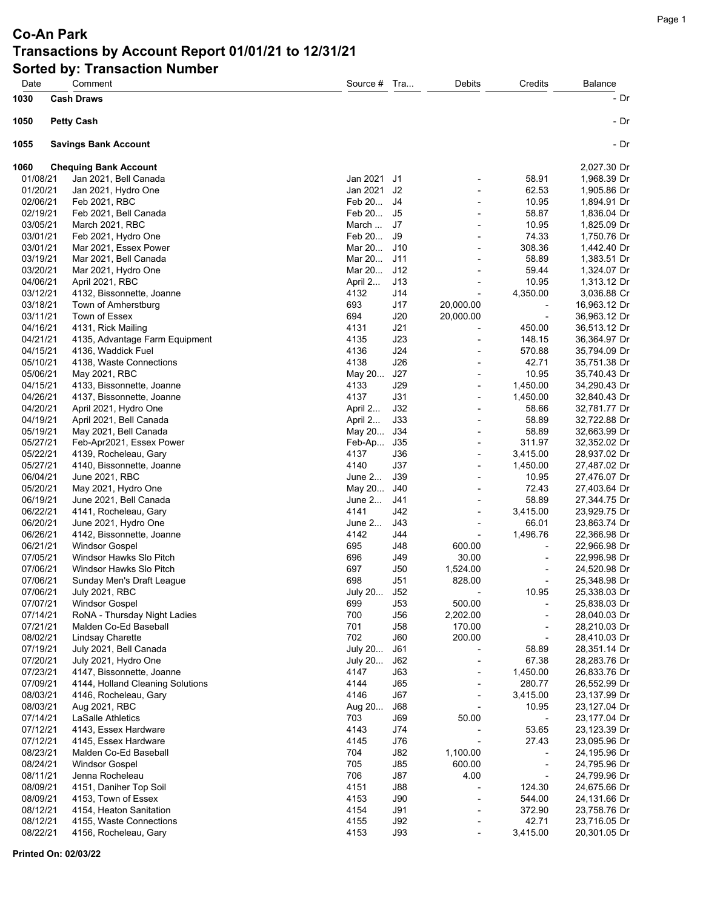# Co-An Park
## Transactions by Account Report 01/01/21 to 12/31/21
### Sorted by: Transaction Number

| Date | Comment | Source # | Tra... | Debits | Credits | Balance |
|---|---|---|---|---|---|---|
| **1030** | **Cash Draws** | | | | | - Dr |
| **1050** | **Petty Cash** | | | | | - Dr |
| **1055** | **Savings Bank Account** | | | | | - Dr |
| **1060** | **Chequing Bank Account** | | | | | 2,027.30 Dr |
| 01/08/21 | Jan 2021, Bell Canada | Jan 2021 | J1 | - | 58.91 | 1,968.39 Dr |
| 01/20/21 | Jan 2021, Hydro One | Jan 2021 | J2 | - | 62.53 | 1,905.86 Dr |
| 02/06/21 | Feb 2021, RBC | Feb 20... | J4 | - | 10.95 | 1,894.91 Dr |
| 02/19/21 | Feb 2021, Bell Canada | Feb 20... | J5 | - | 58.87 | 1,836.04 Dr |
| 03/05/21 | March 2021, RBC | March ... | J7 | - | 10.95 | 1,825.09 Dr |
| 03/01/21 | Feb 2021, Hydro One | Feb 20... | J9 | - | 74.33 | 1,750.76 Dr |
| 03/01/21 | Mar 2021, Essex Power | Mar 20... | J10 | - | 308.36 | 1,442.40 Dr |
| 03/19/21 | Mar 2021, Bell Canada | Mar 20... | J11 | - | 58.89 | 1,383.51 Dr |
| 03/20/21 | Mar 2021, Hydro One | Mar 20... | J12 | - | 59.44 | 1,324.07 Dr |
| 04/06/21 | April 2021, RBC | April 2... | J13 | - | 10.95 | 1,313.12 Dr |
| 03/12/21 | 4132, Bissonnette, Joanne | 4132 | J14 | - | 4,350.00 | 3,036.88 Cr |
| 03/18/21 | Town of Amherstburg | 693 | J17 | 20,000.00 | - | 16,963.12 Dr |
| 03/11/21 | Town of Essex | 694 | J20 | 20,000.00 | - | 36,963.12 Dr |
| 04/16/21 | 4131, Rick Mailing | 4131 | J21 | - | 450.00 | 36,513.12 Dr |
| 04/21/21 | 4135, Advantage Farm Equipment | 4135 | J23 | - | 148.15 | 36,364.97 Dr |
| 04/15/21 | 4136, Waddick Fuel | 4136 | J24 | - | 570.88 | 35,794.09 Dr |
| 05/10/21 | 4138, Waste Connections | 4138 | J26 | - | 42.71 | 35,751.38 Dr |
| 05/06/21 | May 2021, RBC | May 20... | J27 | - | 10.95 | 35,740.43 Dr |
| 04/15/21 | 4133, Bissonnette, Joanne | 4133 | J29 | - | 1,450.00 | 34,290.43 Dr |
| 04/26/21 | 4137, Bissonnette, Joanne | 4137 | J31 | - | 1,450.00 | 32,840.43 Dr |
| 04/20/21 | April 2021, Hydro One | April 2... | J32 | - | 58.66 | 32,781.77 Dr |
| 04/19/21 | April 2021, Bell Canada | April 2... | J33 | - | 58.89 | 32,722.88 Dr |
| 05/19/21 | May 2021, Bell Canada | May 20... | J34 | - | 58.89 | 32,663.99 Dr |
| 05/27/21 | Feb-Apr2021, Essex Power | Feb-Ap... | J35 | - | 311.97 | 32,352.02 Dr |
| 05/22/21 | 4139, Rocheleau, Gary | 4137 | J36 | - | 3,415.00 | 28,937.02 Dr |
| 05/27/21 | 4140, Bissonnette, Joanne | 4140 | J37 | - | 1,450.00 | 27,487.02 Dr |
| 06/04/21 | June 2021, RBC | June 2... | J39 | - | 10.95 | 27,476.07 Dr |
| 05/20/21 | May 2021, Hydro One | May 20... | J40 | - | 72.43 | 27,403.64 Dr |
| 06/19/21 | June 2021, Bell Canada | June 2... | J41 | - | 58.89 | 27,344.75 Dr |
| 06/22/21 | 4141, Rocheleau, Gary | 4141 | J42 | - | 3,415.00 | 23,929.75 Dr |
| 06/20/21 | June 2021, Hydro One | June 2... | J43 | - | 66.01 | 23,863.74 Dr |
| 06/26/21 | 4142, Bissonnette, Joanne | 4142 | J44 | - | 1,496.76 | 22,366.98 Dr |
| 06/21/21 | Windsor Gospel | 695 | J48 | 600.00 | - | 22,966.98 Dr |
| 07/05/21 | Windsor Hawks Slo Pitch | 696 | J49 | 30.00 | - | 22,996.98 Dr |
| 07/06/21 | Windsor Hawks Slo Pitch | 697 | J50 | 1,524.00 | - | 24,520.98 Dr |
| 07/06/21 | Sunday Men's Draft League | 698 | J51 | 828.00 | - | 25,348.98 Dr |
| 07/06/21 | July 2021, RBC | July 20... | J52 | - | 10.95 | 25,338.03 Dr |
| 07/07/21 | Windsor Gospel | 699 | J53 | 500.00 | - | 25,838.03 Dr |
| 07/14/21 | RoNA - Thursday Night Ladies | 700 | J56 | 2,202.00 | - | 28,040.03 Dr |
| 07/21/21 | Malden Co-Ed Baseball | 701 | J58 | 170.00 | - | 28,210.03 Dr |
| 08/02/21 | Lindsay Charette | 702 | J60 | 200.00 | - | 28,410.03 Dr |
| 07/19/21 | July 2021, Bell Canada | July 20... | J61 | - | 58.89 | 28,351.14 Dr |
| 07/20/21 | July 2021, Hydro One | July 20... | J62 | - | 67.38 | 28,283.76 Dr |
| 07/23/21 | 4147, Bissonnette, Joanne | 4147 | J63 | - | 1,450.00 | 26,833.76 Dr |
| 07/09/21 | 4144, Holland Cleaning Solutions | 4144 | J65 | - | 280.77 | 26,552.99 Dr |
| 08/03/21 | 4146, Rocheleau, Gary | 4146 | J67 | - | 3,415.00 | 23,137.99 Dr |
| 08/03/21 | Aug 2021, RBC | Aug 20... | J68 | - | 10.95 | 23,127.04 Dr |
| 07/14/21 | LaSalle Athletics | 703 | J69 | 50.00 | - | 23,177.04 Dr |
| 07/12/21 | 4143, Essex Hardware | 4143 | J74 | - | 53.65 | 23,123.39 Dr |
| 07/12/21 | 4145, Essex Hardware | 4145 | J76 | - | 27.43 | 23,095.96 Dr |
| 08/23/21 | Malden Co-Ed Baseball | 704 | J82 | 1,100.00 | - | 24,195.96 Dr |
| 08/24/21 | Windsor Gospel | 705 | J85 | 600.00 | - | 24,795.96 Dr |
| 08/11/21 | Jenna Rocheleau | 706 | J87 | 4.00 | - | 24,799.96 Dr |
| 08/09/21 | 4151, Daniher Top Soil | 4151 | J88 | - | 124.30 | 24,675.66 Dr |
| 08/09/21 | 4153, Town of Essex | 4153 | J90 | - | 544.00 | 24,131.66 Dr |
| 08/12/21 | 4154, Heaton Sanitation | 4154 | J91 | - | 372.90 | 23,758.76 Dr |
| 08/12/21 | 4155, Waste Connections | 4155 | J92 | - | 42.71 | 23,716.05 Dr |
| 08/22/21 | 4156, Rocheleau, Gary | 4153 | J93 | - | 3,415.00 | 20,301.05 Dr |

**Printed On: 02/03/22**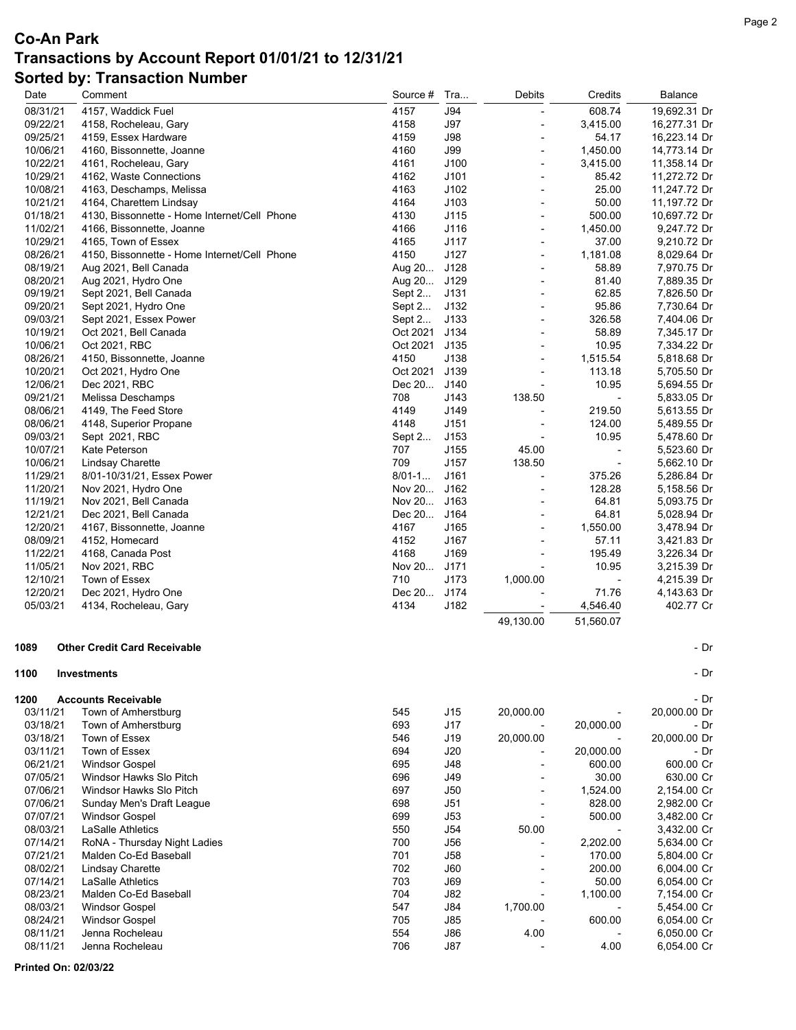# Co-An Park
## Transactions by Account Report 01/01/21 to 12/31/21
### Sorted by: Transaction Number

| Date | Comment | Source # | Tra... | Debits | Credits | Balance |
|---|---|---|---|---|---|---|
| 08/31/21 | 4157, Waddick Fuel | 4157 | J94 | - | 608.74 | 19,692.31 Dr |
| 09/22/21 | 4158, Rocheleau, Gary | 4158 | J97 | - | 3,415.00 | 16,277.31 Dr |
| 09/25/21 | 4159, Essex Hardware | 4159 | J98 | - | 54.17 | 16,223.14 Dr |
| 10/06/21 | 4160, Bissonnette, Joanne | 4160 | J99 | - | 1,450.00 | 14,773.14 Dr |
| 10/22/21 | 4161, Rocheleau, Gary | 4161 | J100 | - | 3,415.00 | 11,358.14 Dr |
| 10/29/21 | 4162, Waste Connections | 4162 | J101 | - | 85.42 | 11,272.72 Dr |
| 10/08/21 | 4163, Deschamps, Melissa | 4163 | J102 | - | 25.00 | 11,247.72 Dr |
| 10/21/21 | 4164, Charettem Lindsay | 4164 | J103 | - | 50.00 | 11,197.72 Dr |
| 01/18/21 | 4130, Bissonnette - Home Internet/Cell Phone | 4130 | J115 | - | 500.00 | 10,697.72 Dr |
| 11/02/21 | 4166, Bissonnette, Joanne | 4166 | J116 | - | 1,450.00 | 9,247.72 Dr |
| 10/29/21 | 4165, Town of Essex | 4165 | J117 | - | 37.00 | 9,210.72 Dr |
| 08/26/21 | 4150, Bissonnette - Home Internet/Cell Phone | 4150 | J127 | - | 1,181.08 | 8,029.64 Dr |
| 08/19/21 | Aug 2021, Bell Canada | Aug 20... | J128 | - | 58.89 | 7,970.75 Dr |
| 08/20/21 | Aug 2021, Hydro One | Aug 20... | J129 | - | 81.40 | 7,889.35 Dr |
| 09/19/21 | Sept 2021, Bell Canada | Sept 2... | J131 | - | 62.85 | 7,826.50 Dr |
| 09/20/21 | Sept 2021, Hydro One | Sept 2... | J132 | - | 95.86 | 7,730.64 Dr |
| 09/03/21 | Sept 2021, Essex Power | Sept 2... | J133 | - | 326.58 | 7,404.06 Dr |
| 10/19/21 | Oct 2021, Bell Canada | Oct 2021 | J134 | - | 58.89 | 7,345.17 Dr |
| 10/06/21 | Oct 2021, RBC | Oct 2021 | J135 | - | 10.95 | 7,334.22 Dr |
| 08/26/21 | 4150, Bissonnette, Joanne | 4150 | J138 | - | 1,515.54 | 5,818.68 Dr |
| 10/20/21 | Oct 2021, Hydro One | Oct 2021 | J139 | - | 113.18 | 5,705.50 Dr |
| 12/06/21 | Dec 2021, RBC | Dec 20... | J140 | - | 10.95 | 5,694.55 Dr |
| 09/21/21 | Melissa Deschamps | 708 | J143 | 138.50 | - | 5,833.05 Dr |
| 08/06/21 | 4149, The Feed Store | 4149 | J149 | - | 219.50 | 5,613.55 Dr |
| 08/06/21 | 4148, Superior Propane | 4148 | J151 | - | 124.00 | 5,489.55 Dr |
| 09/03/21 | Sept 2021, RBC | Sept 2... | J153 | - | 10.95 | 5,478.60 Dr |
| 10/07/21 | Kate Peterson | 707 | J155 | 45.00 | - | 5,523.60 Dr |
| 10/06/21 | Lindsay Charette | 709 | J157 | 138.50 | - | 5,662.10 Dr |
| 11/29/21 | 8/01-10/31/21, Essex Power | 8/01-1... | J161 | - | 375.26 | 5,286.84 Dr |
| 11/20/21 | Nov 2021, Hydro One | Nov 20... | J162 | - | 128.28 | 5,158.56 Dr |
| 11/19/21 | Nov 2021, Bell Canada | Nov 20... | J163 | - | 64.81 | 5,093.75 Dr |
| 12/21/21 | Dec 2021, Bell Canada | Dec 20... | J164 | - | 64.81 | 5,028.94 Dr |
| 12/20/21 | 4167, Bissonnette, Joanne | 4167 | J165 | - | 1,550.00 | 3,478.94 Dr |
| 08/09/21 | 4152, Homecard | 4152 | J167 | - | 57.11 | 3,421.83 Dr |
| 11/22/21 | 4168, Canada Post | 4168 | J169 | - | 195.49 | 3,226.34 Dr |
| 11/05/21 | Nov 2021, RBC | Nov 20... | J171 | - | 10.95 | 3,215.39 Dr |
| 12/10/21 | Town of Essex | 710 | J173 | 1,000.00 | - | 4,215.39 Dr |
| 12/20/21 | Dec 2021, Hydro One | Dec 20... | J174 | - | 71.76 | 4,143.63 Dr |
| 05/03/21 | 4134, Rocheleau, Gary | 4134 | J182 | - | 4,546.40 | 402.77 Cr |
| | | | | 49,130.00 | 51,560.07 | |
| **1089** | **Other Credit Card Receivable** | | | | | - Dr |
| **1100** | **Investments** | | | | | - Dr |
| **1200** | **Accounts Receivable** | | | | | - Dr |
| 03/11/21 | Town of Amherstburg | 545 | J15 | 20,000.00 | - | 20,000.00 Dr |
| 03/18/21 | Town of Amherstburg | 693 | J17 | - | 20,000.00 | - Dr |
| 03/18/21 | Town of Essex | 546 | J19 | 20,000.00 | - | 20,000.00 Dr |
| 03/11/21 | Town of Essex | 694 | J20 | - | 20,000.00 | - Dr |
| 06/21/21 | Windsor Gospel | 695 | J48 | - | 600.00 | 600.00 Cr |
| 07/05/21 | Windsor Hawks Slo Pitch | 696 | J49 | - | 30.00 | 630.00 Cr |
| 07/06/21 | Windsor Hawks Slo Pitch | 697 | J50 | - | 1,524.00 | 2,154.00 Cr |
| 07/06/21 | Sunday Men's Draft League | 698 | J51 | - | 828.00 | 2,982.00 Cr |
| 07/07/21 | Windsor Gospel | 699 | J53 | - | 500.00 | 3,482.00 Cr |
| 08/03/21 | LaSalle Athletics | 550 | J54 | 50.00 | - | 3,432.00 Cr |
| 07/14/21 | RoNA - Thursday Night Ladies | 700 | J56 | - | 2,202.00 | 5,634.00 Cr |
| 07/21/21 | Malden Co-Ed Baseball | 701 | J58 | - | 170.00 | 5,804.00 Cr |
| 08/02/21 | Lindsay Charette | 702 | J60 | - | 200.00 | 6,004.00 Cr |
| 07/14/21 | LaSalle Athletics | 703 | J69 | - | 50.00 | 6,054.00 Cr |
| 08/23/21 | Malden Co-Ed Baseball | 704 | J82 | - | 1,100.00 | 7,154.00 Cr |
| 08/03/21 | Windsor Gospel | 547 | J84 | 1,700.00 | - | 5,454.00 Cr |
| 08/24/21 | Windsor Gospel | 705 | J85 | - | 600.00 | 6,054.00 Cr |
| 08/11/21 | Jenna Rocheleau | 554 | J86 | 4.00 | - | 6,050.00 Cr |
| 08/11/21 | Jenna Rocheleau | 706 | J87 | - | 4.00 | 6,054.00 Cr |

**Printed On: 02/03/22**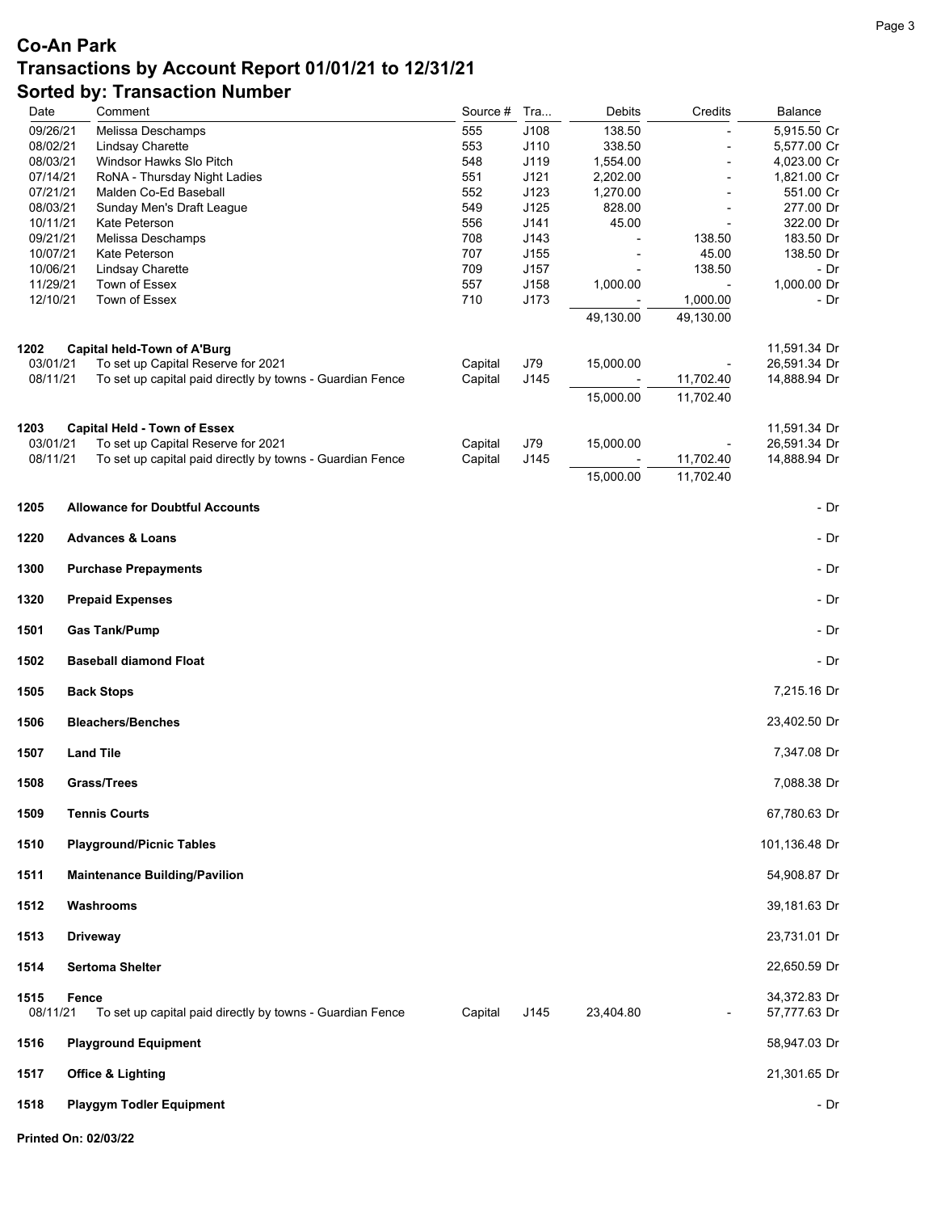# Co-An Park
## Transactions by Account Report 01/01/21 to 12/31/21
### Sorted by: Transaction Number

| Date | Comment | Source # | Tra... | Debits | Credits | Balance |
|---|---|---|---|---|---|---|
| 09/26/21 | Melissa Deschamps | 555 | J108 | 138.50 | - | 5,915.50 Cr |
| 08/02/21 | Lindsay Charette | 553 | J110 | 338.50 | - | 5,577.00 Cr |
| 08/03/21 | Windsor Hawks Slo Pitch | 548 | J119 | 1,554.00 | - | 4,023.00 Cr |
| 07/14/21 | RoNA - Thursday Night Ladies | 551 | J121 | 2,202.00 | - | 1,821.00 Cr |
| 07/21/21 | Malden Co-Ed Baseball | 552 | J123 | 1,270.00 | - | 551.00 Cr |
| 08/03/21 | Sunday Men's Draft League | 549 | J125 | 828.00 | - | 277.00 Dr |
| 10/11/21 | Kate Peterson | 556 | J141 | 45.00 | - | 322.00 Dr |
| 09/21/21 | Melissa Deschamps | 708 | J143 | - | 138.50 | 183.50 Dr |
| 10/07/21 | Kate Peterson | 707 | J155 | - | 45.00 | 138.50 Dr |
| 10/06/21 | Lindsay Charette | 709 | J157 | - | 138.50 | - Dr |
| 11/29/21 | Town of Essex | 557 | J158 | 1,000.00 | - | 1,000.00 Dr |
| 12/10/21 | Town of Essex | 710 | J173 | - | 1,000.00 | - Dr |
| | | | | 49,130.00 | 49,130.00 | |
| **1202** | **Capital held-Town of A'Burg** | | | | | 11,591.34 Dr |
| 03/01/21 | To set up Capital Reserve for 2021 | Capital | J79 | 15,000.00 | - | 26,591.34 Dr |
| 08/11/21 | To set up capital paid directly by towns - Guardian Fence | Capital | J145 | - | 11,702.40 | 14,888.94 Dr |
| | | | | 15,000.00 | 11,702.40 | |
| **1203** | **Capital Held - Town of Essex** | | | | | 11,591.34 Dr |
| 03/01/21 | To set up Capital Reserve for 2021 | Capital | J79 | 15,000.00 | - | 26,591.34 Dr |
| 08/11/21 | To set up capital paid directly by towns - Guardian Fence | Capital | J145 | - | 11,702.40 | 14,888.94 Dr |
| | | | | 15,000.00 | 11,702.40 | |
| **1205** | **Allowance for Doubtful Accounts** | | | | | - Dr |
| **1220** | **Advances & Loans** | | | | | - Dr |
| **1300** | **Purchase Prepayments** | | | | | - Dr |
| **1320** | **Prepaid Expenses** | | | | | - Dr |
| **1501** | **Gas Tank/Pump** | | | | | - Dr |
| **1502** | **Baseball diamond Float** | | | | | - Dr |
| **1505** | **Back Stops** | | | | | 7,215.16 Dr |
| **1506** | **Bleachers/Benches** | | | | | 23,402.50 Dr |
| **1507** | **Land Tile** | | | | | 7,347.08 Dr |
| **1508** | **Grass/Trees** | | | | | 7,088.38 Dr |
| **1509** | **Tennis Courts** | | | | | 67,780.63 Dr |
| **1510** | **Playground/Picnic Tables** | | | | | 101,136.48 Dr |
| **1511** | **Maintenance Building/Pavilion** | | | | | 54,908.87 Dr |
| **1512** | **Washrooms** | | | | | 39,181.63 Dr |
| **1513** | **Driveway** | | | | | 23,731.01 Dr |
| **1514** | **Sertoma Shelter** | | | | | 22,650.59 Dr |
| **1515** | **Fence** | | | | | 34,372.83 Dr |
| 08/11/21 | To set up capital paid directly by towns - Guardian Fence | Capital | J145 | 23,404.80 | - | 57,777.63 Dr |
| **1516** | **Playground Equipment** | | | | | 58,947.03 Dr |
| **1517** | **Office & Lighting** | | | | | 21,301.65 Dr |
| **1518** | **Playgym Todler Equipment** | | | | | - Dr |

**Printed On: 02/03/22**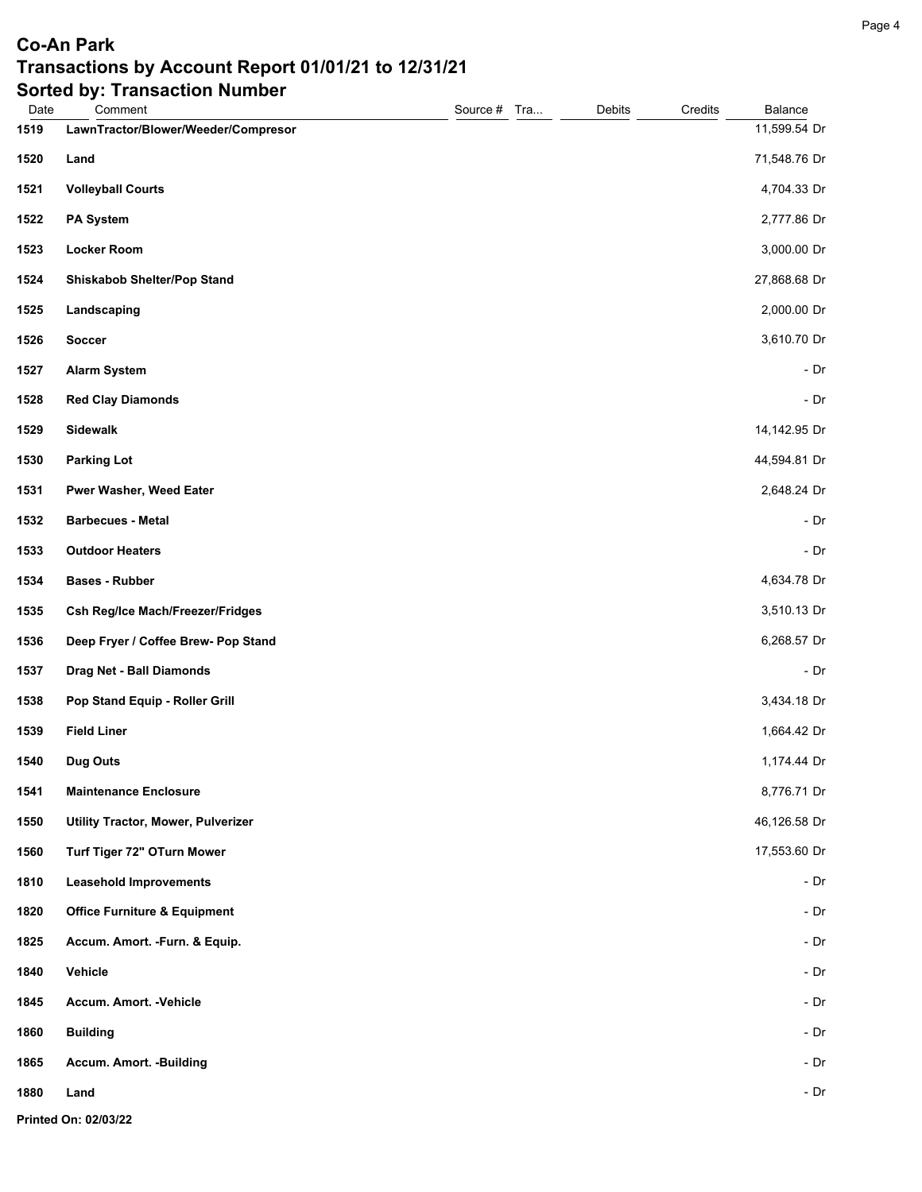# Co-An Park

## Transactions by Account Report 01/01/21 to 12/31/21

## Sorted by: Transaction Number

| Date | Comment | Source # | Tra... | Debits | Credits | Balance |
|---|---|---|---|---|---|---|
| **1519** | **LawnTractor/Blower/Weeder/Compresor** | | | | | 11,599.54 Dr |
| **1520** | **Land** | | | | | 71,548.76 Dr |
| **1521** | **Volleyball Courts** | | | | | 4,704.33 Dr |
| **1522** | **PA System** | | | | | 2,777.86 Dr |
| **1523** | **Locker Room** | | | | | 3,000.00 Dr |
| **1524** | **Shiskabob Shelter/Pop Stand** | | | | | 27,868.68 Dr |
| **1525** | **Landscaping** | | | | | 2,000.00 Dr |
| **1526** | **Soccer** | | | | | 3,610.70 Dr |
| **1527** | **Alarm System** | | | | | - Dr |
| **1528** | **Red Clay Diamonds** | | | | | - Dr |
| **1529** | **Sidewalk** | | | | | 14,142.95 Dr |
| **1530** | **Parking Lot** | | | | | 44,594.81 Dr |
| **1531** | **Pwer Washer, Weed Eater** | | | | | 2,648.24 Dr |
| **1532** | **Barbecues - Metal** | | | | | - Dr |
| **1533** | **Outdoor Heaters** | | | | | - Dr |
| **1534** | **Bases - Rubber** | | | | | 4,634.78 Dr |
| **1535** | **Csh Reg/Ice Mach/Freezer/Fridges** | | | | | 3,510.13 Dr |
| **1536** | **Deep Fryer / Coffee Brew- Pop Stand** | | | | | 6,268.57 Dr |
| **1537** | **Drag Net - Ball Diamonds** | | | | | - Dr |
| **1538** | **Pop Stand Equip - Roller Grill** | | | | | 3,434.18 Dr |
| **1539** | **Field Liner** | | | | | 1,664.42 Dr |
| **1540** | **Dug Outs** | | | | | 1,174.44 Dr |
| **1541** | **Maintenance Enclosure** | | | | | 8,776.71 Dr |
| **1550** | **Utility Tractor, Mower, Pulverizer** | | | | | 46,126.58 Dr |
| **1560** | **Turf Tiger 72" OTurn Mower** | | | | | 17,553.60 Dr |
| **1810** | **Leasehold Improvements** | | | | | - Dr |
| **1820** | **Office Furniture & Equipment** | | | | | - Dr |
| **1825** | **Accum. Amort. -Furn. & Equip.** | | | | | - Dr |
| **1840** | **Vehicle** | | | | | - Dr |
| **1845** | **Accum. Amort. -Vehicle** | | | | | - Dr |
| **1860** | **Building** | | | | | - Dr |
| **1865** | **Accum. Amort. -Building** | | | | | - Dr |
| **1880** | **Land** | | | | | - Dr |

**Printed On: 02/03/22**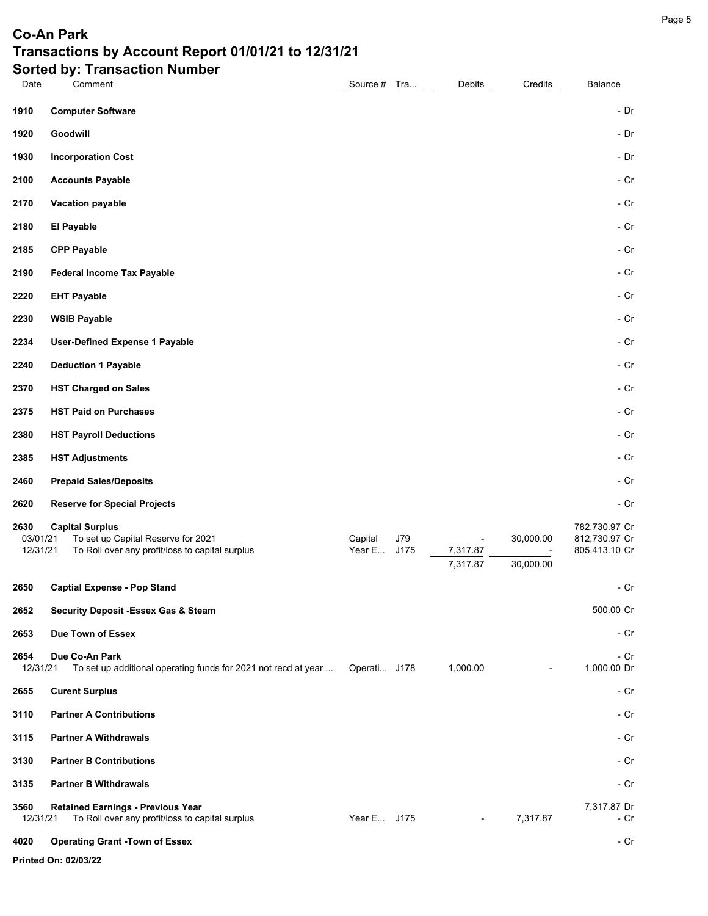# Co-An Park

## Transactions by Account Report 01/01/21 to 12/31/21

### Sorted by: Transaction Number

| Date | Comment | Source # | Tra... | Debits | Credits | Balance |
|---|---|---|---|---|---|---|
| **1910** | **Computer Software** | | | | | - Dr |
| **1920** | **Goodwill** | | | | | - Dr |
| **1930** | **Incorporation Cost** | | | | | - Dr |
| **2100** | **Accounts Payable** | | | | | - Cr |
| **2170** | **Vacation payable** | | | | | - Cr |
| **2180** | **EI Payable** | | | | | - Cr |
| **2185** | **CPP Payable** | | | | | - Cr |
| **2190** | **Federal Income Tax Payable** | | | | | - Cr |
| **2220** | **EHT Payable** | | | | | - Cr |
| **2230** | **WSIB Payable** | | | | | - Cr |
| **2234** | **User-Defined Expense 1 Payable** | | | | | - Cr |
| **2240** | **Deduction 1 Payable** | | | | | - Cr |
| **2370** | **HST Charged on Sales** | | | | | - Cr |
| **2375** | **HST Paid on Purchases** | | | | | - Cr |
| **2380** | **HST Payroll Deductions** | | | | | - Cr |
| **2385** | **HST Adjustments** | | | | | - Cr |
| **2460** | **Prepaid Sales/Deposits** | | | | | - Cr |
| **2620** | **Reserve for Special Projects** | | | | | - Cr |
| **2630** | **Capital Surplus** | | | | | 782,730.97 Cr |
| 03/01/21 | To set up Capital Reserve for 2021 | Capital | J79 | - | 30,000.00 | 812,730.97 Cr |
| 12/31/21 | To Roll over any profit/loss to capital surplus | Year E... | J175 | 7,317.87 | - | 805,413.10 Cr |
| | | | | 7,317.87 | 30,000.00 | |
| **2650** | **Captial Expense - Pop Stand** | | | | | - Cr |
| **2652** | **Security Deposit -Essex Gas & Steam** | | | | | 500.00 Cr |
| **2653** | **Due Town of Essex** | | | | | - Cr |
| **2654** | **Due Co-An Park** | | | | | - Cr |
| 12/31/21 | To set up additional operating funds for 2021 not recd at year ... | Operati... | J178 | 1,000.00 | - | 1,000.00 Dr |
| **2655** | **Curent Surplus** | | | | | - Cr |
| **3110** | **Partner A Contributions** | | | | | - Cr |
| **3115** | **Partner A Withdrawals** | | | | | - Cr |
| **3130** | **Partner B Contributions** | | | | | - Cr |
| **3135** | **Partner B Withdrawals** | | | | | - Cr |
| **3560** | **Retained Earnings - Previous Year** | | | | | 7,317.87 Dr |
| 12/31/21 | To Roll over any profit/loss to capital surplus | Year E... | J175 | - | 7,317.87 | - Cr |
| **4020** | **Operating Grant -Town of Essex** | | | | | - Cr |

**Printed On: 02/03/22**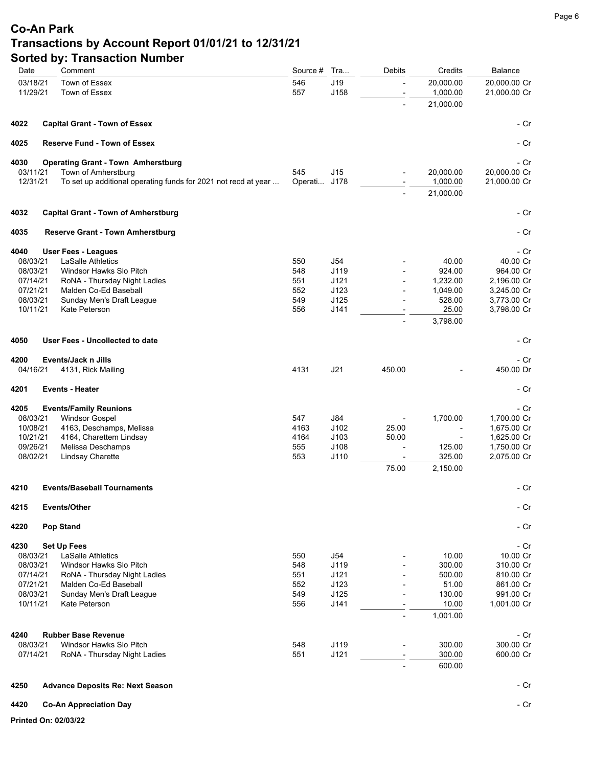# Co-An Park

## Transactions by Account Report 01/01/21 to 12/31/21

### Sorted by: Transaction Number

| Date | Comment | Source # | Tra... | Debits | Credits | Balance |
|---|---|---|---|---|---|---|
| 03/18/21 | Town of Essex | 546 | J19 | - | 20,000.00 | 20,000.00 Cr |
| 11/29/21 | Town of Essex | 557 | J158 | - | 1,000.00 | 21,000.00 Cr |
| | | | | - | 21,000.00 | |
| **4022** | **Capital Grant - Town of Essex** | | | | | - Cr |
| **4025** | **Reserve Fund - Town of Essex** | | | | | - Cr |
| **4030** | **Operating Grant - Town Amherstburg** | | | | | - Cr |
| 03/11/21 | Town of Amherstburg | 545 | J15 | - | 20,000.00 | 20,000.00 Cr |
| 12/31/21 | To set up additional operating funds for 2021 not recd at year ... | Operati... | J178 | - | 1,000.00 | 21,000.00 Cr |
| | | | | - | 21,000.00 | |
| **4032** | **Capital Grant - Town of Amherstburg** | | | | | - Cr |
| **4035** | **Reserve Grant - Town Amherstburg** | | | | | - Cr |
| **4040** | **User Fees - Leagues** | | | | | - Cr |
| 08/03/21 | LaSalle Athletics | 550 | J54 | - | 40.00 | 40.00 Cr |
| 08/03/21 | Windsor Hawks Slo Pitch | 548 | J119 | - | 924.00 | 964.00 Cr |
| 07/14/21 | RoNA - Thursday Night Ladies | 551 | J121 | - | 1,232.00 | 2,196.00 Cr |
| 07/21/21 | Malden Co-Ed Baseball | 552 | J123 | - | 1,049.00 | 3,245.00 Cr |
| 08/03/21 | Sunday Men's Draft League | 549 | J125 | - | 528.00 | 3,773.00 Cr |
| 10/11/21 | Kate Peterson | 556 | J141 | - | 25.00 | 3,798.00 Cr |
| | | | | - | 3,798.00 | |
| **4050** | **User Fees - Uncollected to date** | | | | | - Cr |
| **4200** | **Events/Jack n Jills** | | | | | - Cr |
| 04/16/21 | 4131, Rick Mailing | 4131 | J21 | 450.00 | - | 450.00 Dr |
| **4201** | **Events - Heater** | | | | | - Cr |
| **4205** | **Events/Family Reunions** | | | | | - Cr |
| 08/03/21 | Windsor Gospel | 547 | J84 | - | 1,700.00 | 1,700.00 Cr |
| 10/08/21 | 4163, Deschamps, Melissa | 4163 | J102 | 25.00 | - | 1,675.00 Cr |
| 10/21/21 | 4164, Charettem Lindsay | 4164 | J103 | 50.00 | - | 1,625.00 Cr |
| 09/26/21 | Melissa Deschamps | 555 | J108 | - | 125.00 | 1,750.00 Cr |
| 08/02/21 | Lindsay Charette | 553 | J110 | - | 325.00 | 2,075.00 Cr |
| | | | | 75.00 | 2,150.00 | |
| **4210** | **Events/Baseball Tournaments** | | | | | - Cr |
| **4215** | **Events/Other** | | | | | - Cr |
| **4220** | **Pop Stand** | | | | | - Cr |
| **4230** | **Set Up Fees** | | | | | - Cr |
| 08/03/21 | LaSalle Athletics | 550 | J54 | - | 10.00 | 10.00 Cr |
| 08/03/21 | Windsor Hawks Slo Pitch | 548 | J119 | - | 300.00 | 310.00 Cr |
| 07/14/21 | RoNA - Thursday Night Ladies | 551 | J121 | - | 500.00 | 810.00 Cr |
| 07/21/21 | Malden Co-Ed Baseball | 552 | J123 | - | 51.00 | 861.00 Cr |
| 08/03/21 | Sunday Men's Draft League | 549 | J125 | - | 130.00 | 991.00 Cr |
| 10/11/21 | Kate Peterson | 556 | J141 | - | 10.00 | 1,001.00 Cr |
| | | | | - | 1,001.00 | |
| **4240** | **Rubber Base Revenue** | | | | | - Cr |
| 08/03/21 | Windsor Hawks Slo Pitch | 548 | J119 | - | 300.00 | 300.00 Cr |
| 07/14/21 | RoNA - Thursday Night Ladies | 551 | J121 | - | 300.00 | 600.00 Cr |
| | | | | - | 600.00 | |
| **4250** | **Advance Deposits Re: Next Season** | | | | | - Cr |
| **4420** | **Co-An Appreciation Day** | | | | | - Cr |

**Printed On: 02/03/22**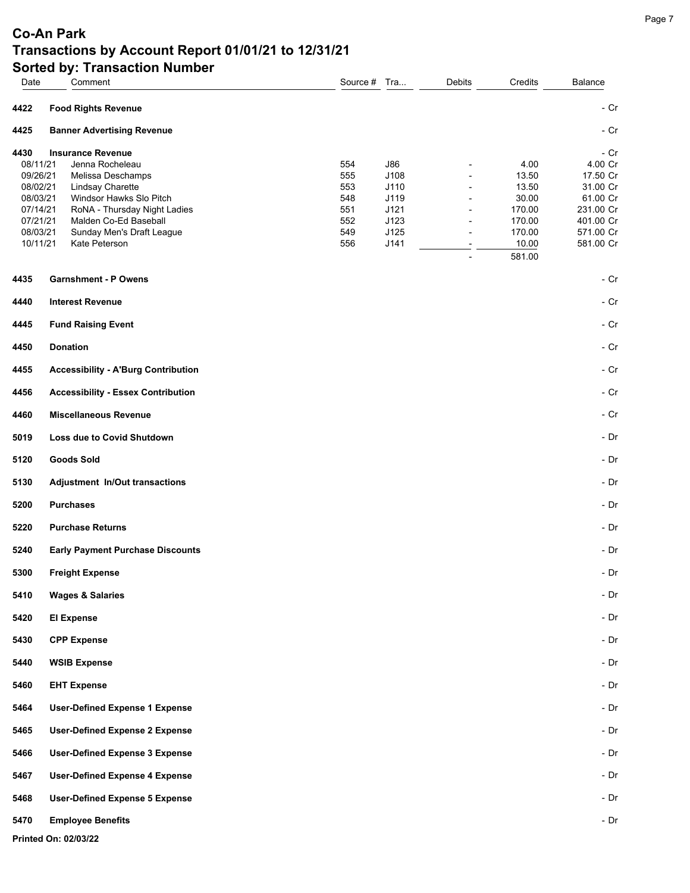# Co-An Park

## Transactions by Account Report 01/01/21 to 12/31/21

### Sorted by: Transaction Number

| Date | Comment | Source # | Tra... | Debits | Credits | Balance |
|---|---|---|---|---|---|---|
| **4422** | **Food Rights Revenue** | | | | | - Cr |
| **4425** | **Banner Advertising Revenue** | | | | | - Cr |
| **4430** | **Insurance Revenue** | | | | | - Cr |
| 08/11/21 | Jenna Rocheleau | 554 | J86 | - | 4.00 | 4.00 Cr |
| 09/26/21 | Melissa Deschamps | 555 | J108 | - | 13.50 | 17.50 Cr |
| 08/02/21 | Lindsay Charette | 553 | J110 | - | 13.50 | 31.00 Cr |
| 08/03/21 | Windsor Hawks Slo Pitch | 548 | J119 | - | 30.00 | 61.00 Cr |
| 07/14/21 | RoNA - Thursday Night Ladies | 551 | J121 | - | 170.00 | 231.00 Cr |
| 07/21/21 | Malden Co-Ed Baseball | 552 | J123 | - | 170.00 | 401.00 Cr |
| 08/03/21 | Sunday Men's Draft League | 549 | J125 | - | 170.00 | 571.00 Cr |
| 10/11/21 | Kate Peterson | 556 | J141 | - | 10.00 | 581.00 Cr |
| | | | | - | 581.00 | |
| **4435** | **Garnshment - P Owens** | | | | | - Cr |
| **4440** | **Interest Revenue** | | | | | - Cr |
| **4445** | **Fund Raising Event** | | | | | - Cr |
| **4450** | **Donation** | | | | | - Cr |
| **4455** | **Accessibility - A'Burg Contribution** | | | | | - Cr |
| **4456** | **Accessibility - Essex Contribution** | | | | | - Cr |
| **4460** | **Miscellaneous Revenue** | | | | | - Cr |
| **5019** | **Loss due to Covid Shutdown** | | | | | - Dr |
| **5120** | **Goods Sold** | | | | | - Dr |
| **5130** | **Adjustment In/Out transactions** | | | | | - Dr |
| **5200** | **Purchases** | | | | | - Dr |
| **5220** | **Purchase Returns** | | | | | - Dr |
| **5240** | **Early Payment Purchase Discounts** | | | | | - Dr |
| **5300** | **Freight Expense** | | | | | - Dr |
| **5410** | **Wages & Salaries** | | | | | - Dr |
| **5420** | **EI Expense** | | | | | - Dr |
| **5430** | **CPP Expense** | | | | | - Dr |
| **5440** | **WSIB Expense** | | | | | - Dr |
| **5460** | **EHT Expense** | | | | | - Dr |
| **5464** | **User-Defined Expense 1 Expense** | | | | | - Dr |
| **5465** | **User-Defined Expense 2 Expense** | | | | | - Dr |
| **5466** | **User-Defined Expense 3 Expense** | | | | | - Dr |
| **5467** | **User-Defined Expense 4 Expense** | | | | | - Dr |
| **5468** | **User-Defined Expense 5 Expense** | | | | | - Dr |
| **5470** | **Employee Benefits** | | | | | - Dr |

**Printed On: 02/03/22**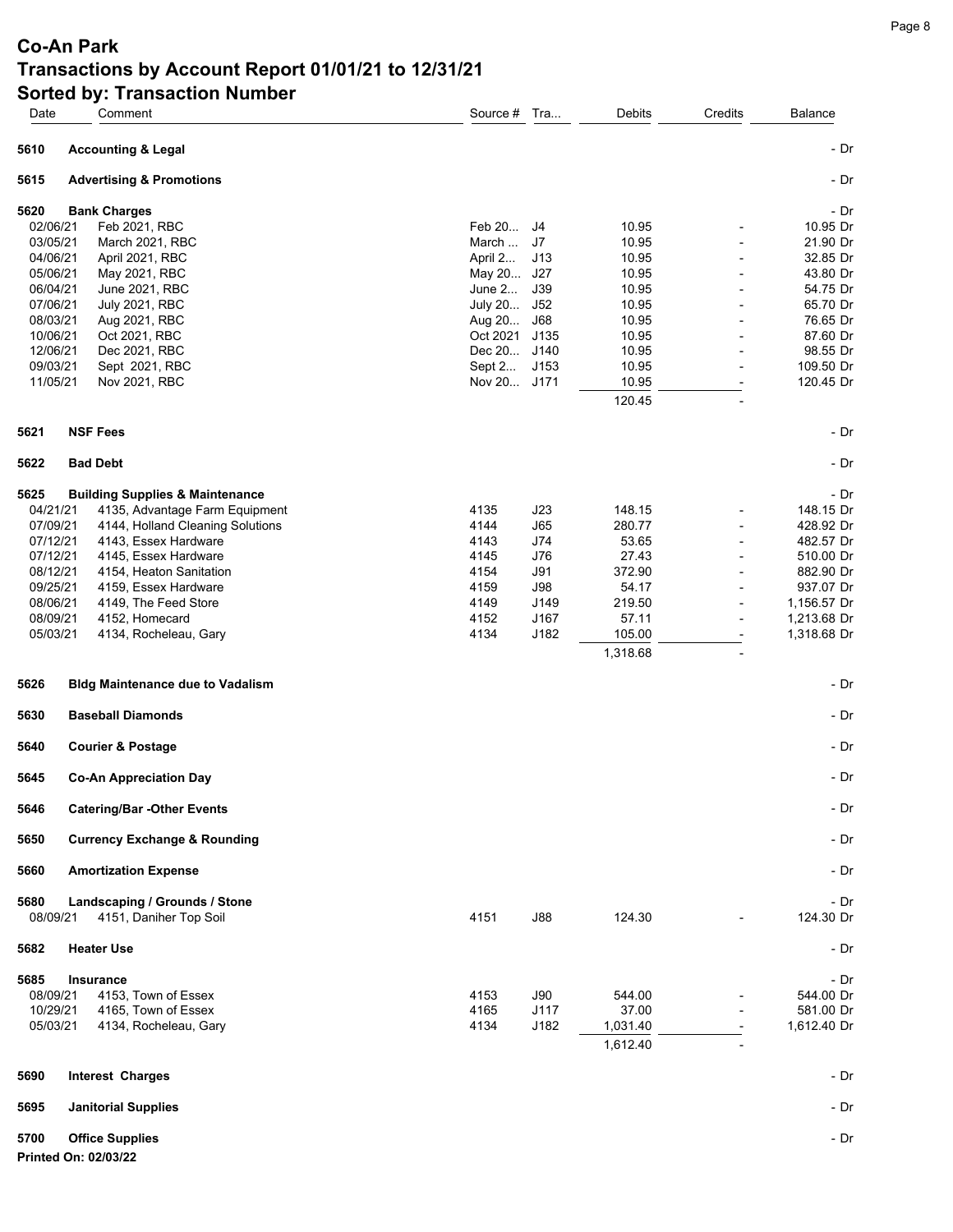# Co-An Park

## Transactions by Account Report 01/01/21 to 12/31/21

## Sorted by: Transaction Number

| Date | Comment | Source # | Tra... | Debits | Credits | Balance |
|---|---|---|---|---|---|---|
| **5610** | **Accounting & Legal** | | | | | - Dr |
| **5615** | **Advertising & Promotions** | | | | | - Dr |
| **5620** | **Bank Charges** | | | | | - Dr |
| 02/06/21 | Feb 2021, RBC | Feb 20... | J4 | 10.95 | - | 10.95 Dr |
| 03/05/21 | March 2021, RBC | March ... | J7 | 10.95 | - | 21.90 Dr |
| 04/06/21 | April 2021, RBC | April 2... | J13 | 10.95 | - | 32.85 Dr |
| 05/06/21 | May 2021, RBC | May 20... | J27 | 10.95 | - | 43.80 Dr |
| 06/04/21 | June 2021, RBC | June 2... | J39 | 10.95 | - | 54.75 Dr |
| 07/06/21 | July 2021, RBC | July 20... | J52 | 10.95 | - | 65.70 Dr |
| 08/03/21 | Aug 2021, RBC | Aug 20... | J68 | 10.95 | - | 76.65 Dr |
| 10/06/21 | Oct 2021, RBC | Oct 2021 | J135 | 10.95 | - | 87.60 Dr |
| 12/06/21 | Dec 2021, RBC | Dec 20... | J140 | 10.95 | - | 98.55 Dr |
| 09/03/21 | Sept 2021, RBC | Sept 2... | J153 | 10.95 | - | 109.50 Dr |
| 11/05/21 | Nov 2021, RBC | Nov 20... | J171 | 10.95 | - | 120.45 Dr |
| | | | | 120.45 | - | |
| **5621** | **NSF Fees** | | | | | - Dr |
| **5622** | **Bad Debt** | | | | | - Dr |
| **5625** | **Building Supplies & Maintenance** | | | | | - Dr |
| 04/21/21 | 4135, Advantage Farm Equipment | 4135 | J23 | 148.15 | - | 148.15 Dr |
| 07/09/21 | 4144, Holland Cleaning Solutions | 4144 | J65 | 280.77 | - | 428.92 Dr |
| 07/12/21 | 4143, Essex Hardware | 4143 | J74 | 53.65 | - | 482.57 Dr |
| 07/12/21 | 4145, Essex Hardware | 4145 | J76 | 27.43 | - | 510.00 Dr |
| 08/12/21 | 4154, Heaton Sanitation | 4154 | J91 | 372.90 | - | 882.90 Dr |
| 09/25/21 | 4159, Essex Hardware | 4159 | J98 | 54.17 | - | 937.07 Dr |
| 08/06/21 | 4149, The Feed Store | 4149 | J149 | 219.50 | - | 1,156.57 Dr |
| 08/09/21 | 4152, Homecard | 4152 | J167 | 57.11 | - | 1,213.68 Dr |
| 05/03/21 | 4134, Rocheleau, Gary | 4134 | J182 | 105.00 | - | 1,318.68 Dr |
| | | | | 1,318.68 | - | |
| **5626** | **Bldg Maintenance due to Vadalism** | | | | | - Dr |
| **5630** | **Baseball Diamonds** | | | | | - Dr |
| **5640** | **Courier & Postage** | | | | | - Dr |
| **5645** | **Co-An Appreciation Day** | | | | | - Dr |
| **5646** | **Catering/Bar -Other Events** | | | | | - Dr |
| **5650** | **Currency Exchange & Rounding** | | | | | - Dr |
| **5660** | **Amortization Expense** | | | | | - Dr |
| **5680** | **Landscaping / Grounds / Stone** | | | | | - Dr |
| 08/09/21 | 4151, Daniher Top Soil | 4151 | J88 | 124.30 | - | 124.30 Dr |
| **5682** | **Heater Use** | | | | | - Dr |
| **5685** | **Insurance** | | | | | - Dr |
| 08/09/21 | 4153, Town of Essex | 4153 | J90 | 544.00 | - | 544.00 Dr |
| 10/29/21 | 4165, Town of Essex | 4165 | J117 | 37.00 | - | 581.00 Dr |
| 05/03/21 | 4134, Rocheleau, Gary | 4134 | J182 | 1,031.40 | - | 1,612.40 Dr |
| | | | | 1,612.40 | - | |
| **5690** | **Interest Charges** | | | | | - Dr |
| **5695** | **Janitorial Supplies** | | | | | - Dr |
| **5700** | **Office Supplies** | | | | | - Dr |

**Printed On: 02/03/22**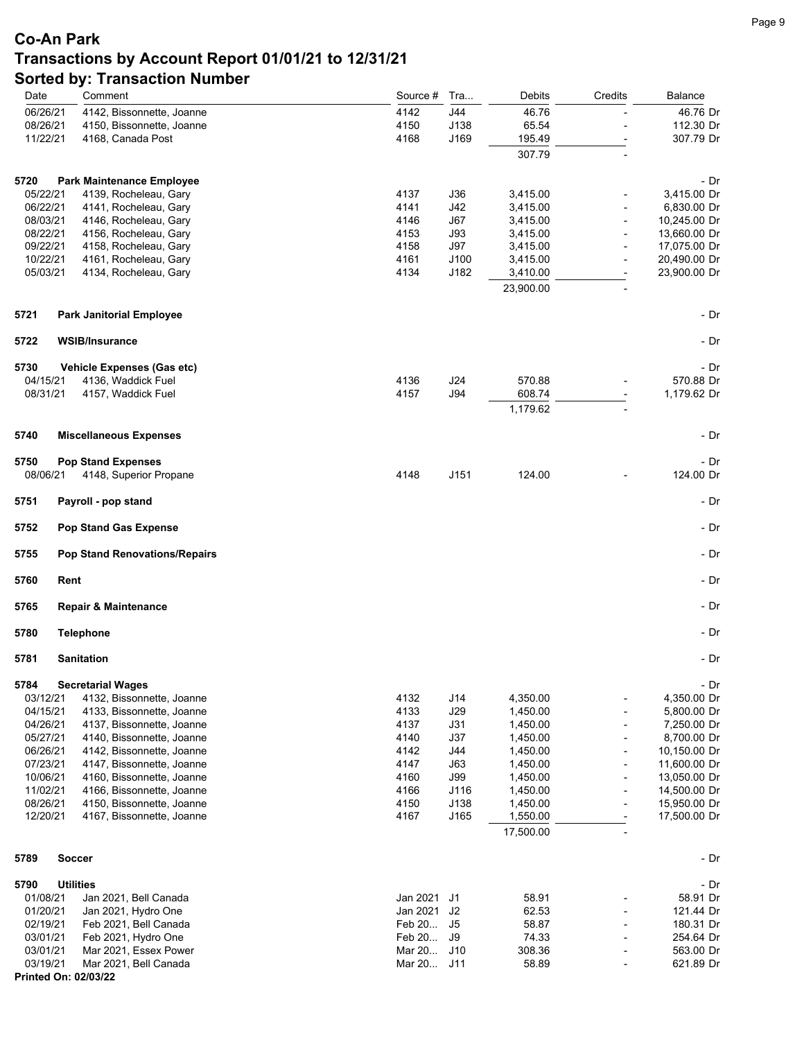# Co-An Park

## Transactions by Account Report 01/01/21 to 12/31/21

## Sorted by: Transaction Number

| Date | Comment | Source # | Tra... | Debits | Credits | Balance |
|---|---|---|---|---|---|---|
| 06/26/21 | 4142, Bissonnette, Joanne | 4142 | J44 | 46.76 | - | 46.76 Dr |
| 08/26/21 | 4150, Bissonnette, Joanne | 4150 | J138 | 65.54 | - | 112.30 Dr |
| 11/22/21 | 4168, Canada Post | 4168 | J169 | 195.49 | - | 307.79 Dr |
| | | | | 307.79 | - | |
| **5720** | **Park Maintenance Employee** | | | | | - Dr |
| 05/22/21 | 4139, Rocheleau, Gary | 4137 | J36 | 3,415.00 | - | 3,415.00 Dr |
| 06/22/21 | 4141, Rocheleau, Gary | 4141 | J42 | 3,415.00 | - | 6,830.00 Dr |
| 08/03/21 | 4146, Rocheleau, Gary | 4146 | J67 | 3,415.00 | - | 10,245.00 Dr |
| 08/22/21 | 4156, Rocheleau, Gary | 4153 | J93 | 3,415.00 | - | 13,660.00 Dr |
| 09/22/21 | 4158, Rocheleau, Gary | 4158 | J97 | 3,415.00 | - | 17,075.00 Dr |
| 10/22/21 | 4161, Rocheleau, Gary | 4161 | J100 | 3,415.00 | - | 20,490.00 Dr |
| 05/03/21 | 4134, Rocheleau, Gary | 4134 | J182 | 3,410.00 | - | 23,900.00 Dr |
| | | | | 23,900.00 | - | |
| **5721** | **Park Janitorial Employee** | | | | | - Dr |
| **5722** | **WSIB/Insurance** | | | | | - Dr |
| **5730** | **Vehicle Expenses (Gas etc)** | | | | | - Dr |
| 04/15/21 | 4136, Waddick Fuel | 4136 | J24 | 570.88 | - | 570.88 Dr |
| 08/31/21 | 4157, Waddick Fuel | 4157 | J94 | 608.74 | - | 1,179.62 Dr |
| | | | | 1,179.62 | - | |
| **5740** | **Miscellaneous Expenses** | | | | | - Dr |
| **5750** | **Pop Stand Expenses** | | | | | - Dr |
| 08/06/21 | 4148, Superior Propane | 4148 | J151 | 124.00 | - | 124.00 Dr |
| **5751** | **Payroll - pop stand** | | | | | - Dr |
| **5752** | **Pop Stand Gas Expense** | | | | | - Dr |
| **5755** | **Pop Stand Renovations/Repairs** | | | | | - Dr |
| **5760** | **Rent** | | | | | - Dr |
| **5765** | **Repair & Maintenance** | | | | | - Dr |
| **5780** | **Telephone** | | | | | - Dr |
| **5781** | **Sanitation** | | | | | - Dr |
| **5784** | **Secretarial Wages** | | | | | - Dr |
| 03/12/21 | 4132, Bissonnette, Joanne | 4132 | J14 | 4,350.00 | - | 4,350.00 Dr |
| 04/15/21 | 4133, Bissonnette, Joanne | 4133 | J29 | 1,450.00 | - | 5,800.00 Dr |
| 04/26/21 | 4137, Bissonnette, Joanne | 4137 | J31 | 1,450.00 | - | 7,250.00 Dr |
| 05/27/21 | 4140, Bissonnette, Joanne | 4140 | J37 | 1,450.00 | - | 8,700.00 Dr |
| 06/26/21 | 4142, Bissonnette, Joanne | 4142 | J44 | 1,450.00 | - | 10,150.00 Dr |
| 07/23/21 | 4147, Bissonnette, Joanne | 4147 | J63 | 1,450.00 | - | 11,600.00 Dr |
| 10/06/21 | 4160, Bissonnette, Joanne | 4160 | J99 | 1,450.00 | - | 13,050.00 Dr |
| 11/02/21 | 4166, Bissonnette, Joanne | 4166 | J116 | 1,450.00 | - | 14,500.00 Dr |
| 08/26/21 | 4150, Bissonnette, Joanne | 4150 | J138 | 1,450.00 | - | 15,950.00 Dr |
| 12/20/21 | 4167, Bissonnette, Joanne | 4167 | J165 | 1,550.00 | - | 17,500.00 Dr |
| | | | | 17,500.00 | - | |
| **5789** | **Soccer** | | | | | - Dr |
| **5790** | **Utilities** | | | | | - Dr |
| 01/08/21 | Jan 2021, Bell Canada | Jan 2021 | J1 | 58.91 | - | 58.91 Dr |
| 01/20/21 | Jan 2021, Hydro One | Jan 2021 | J2 | 62.53 | - | 121.44 Dr |
| 02/19/21 | Feb 2021, Bell Canada | Feb 20... | J5 | 58.87 | - | 180.31 Dr |
| 03/01/21 | Feb 2021, Hydro One | Feb 20... | J9 | 74.33 | - | 254.64 Dr |
| 03/01/21 | Mar 2021, Essex Power | Mar 20... | J10 | 308.36 | - | 563.00 Dr |
| 03/19/21 | Mar 2021, Bell Canada | Mar 20... | J11 | 58.89 | - | 621.89 Dr |

**Printed On: 02/03/22**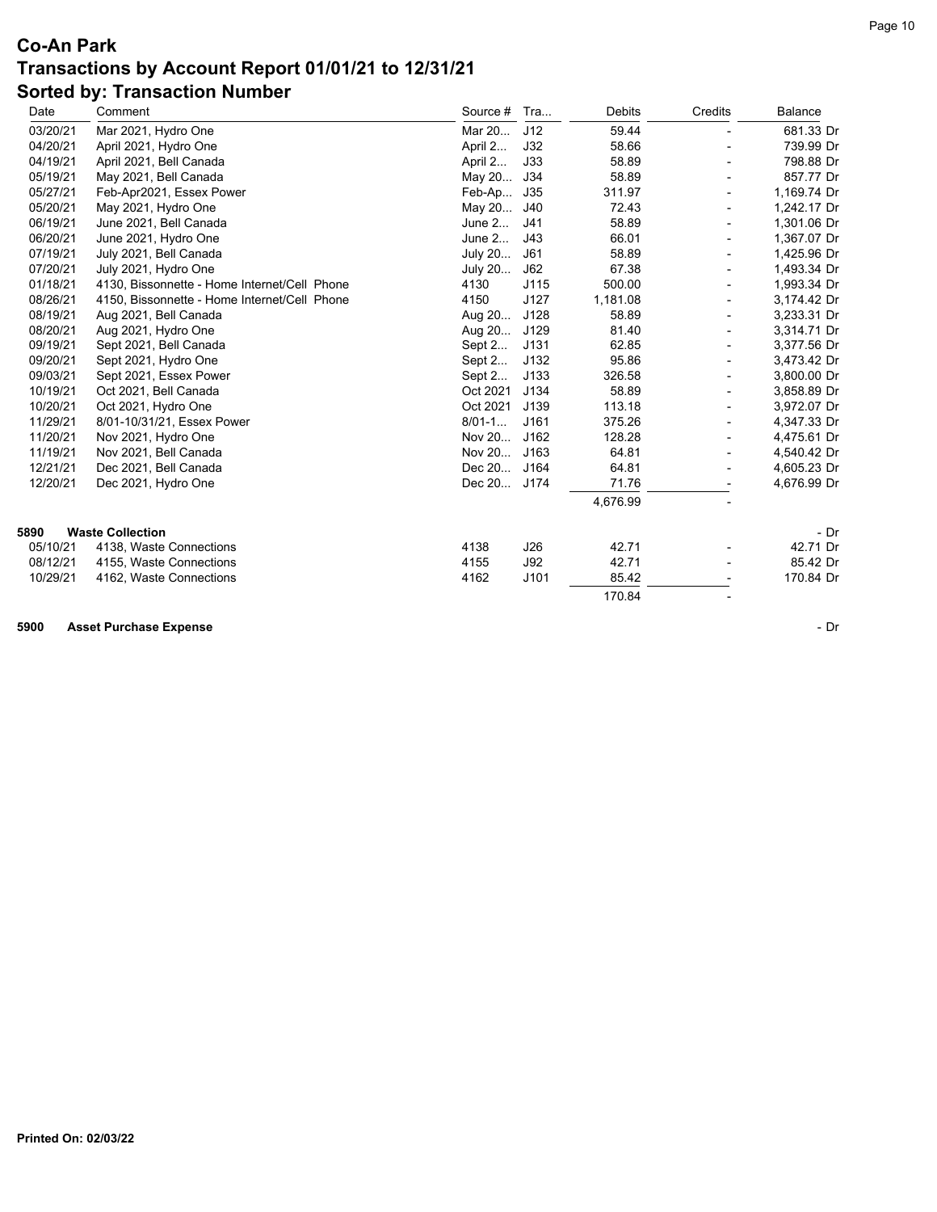# Co-An Park

## Transactions by Account Report 01/01/21 to 12/31/21

## Sorted by: Transaction Number

| Date | Comment | Source # | Tra... | Debits | Credits | Balance |
|---|---|---|---|---|---|---|
| 03/20/21 | Mar 2021, Hydro One | Mar 20... | J12 | 59.44 | - | 681.33 Dr |
| 04/20/21 | April 2021, Hydro One | April 2... | J32 | 58.66 | - | 739.99 Dr |
| 04/19/21 | April 2021, Bell Canada | April 2... | J33 | 58.89 | - | 798.88 Dr |
| 05/19/21 | May 2021, Bell Canada | May 20... | J34 | 58.89 | - | 857.77 Dr |
| 05/27/21 | Feb-Apr2021, Essex Power | Feb-Ap... | J35 | 311.97 | - | 1,169.74 Dr |
| 05/20/21 | May 2021, Hydro One | May 20... | J40 | 72.43 | - | 1,242.17 Dr |
| 06/19/21 | June 2021, Bell Canada | June 2... | J41 | 58.89 | - | 1,301.06 Dr |
| 06/20/21 | June 2021, Hydro One | June 2... | J43 | 66.01 | - | 1,367.07 Dr |
| 07/19/21 | July 2021, Bell Canada | July 20... | J61 | 58.89 | - | 1,425.96 Dr |
| 07/20/21 | July 2021, Hydro One | July 20... | J62 | 67.38 | - | 1,493.34 Dr |
| 01/18/21 | 4130, Bissonnette - Home Internet/Cell Phone | 4130 | J115 | 500.00 | - | 1,993.34 Dr |
| 08/26/21 | 4150, Bissonnette - Home Internet/Cell Phone | 4150 | J127 | 1,181.08 | - | 3,174.42 Dr |
| 08/19/21 | Aug 2021, Bell Canada | Aug 20... | J128 | 58.89 | - | 3,233.31 Dr |
| 08/20/21 | Aug 2021, Hydro One | Aug 20... | J129 | 81.40 | - | 3,314.71 Dr |
| 09/19/21 | Sept 2021, Bell Canada | Sept 2... | J131 | 62.85 | - | 3,377.56 Dr |
| 09/20/21 | Sept 2021, Hydro One | Sept 2... | J132 | 95.86 | - | 3,473.42 Dr |
| 09/03/21 | Sept 2021, Essex Power | Sept 2... | J133 | 326.58 | - | 3,800.00 Dr |
| 10/19/21 | Oct 2021, Bell Canada | Oct 2021 | J134 | 58.89 | - | 3,858.89 Dr |
| 10/20/21 | Oct 2021, Hydro One | Oct 2021 | J139 | 113.18 | - | 3,972.07 Dr |
| 11/29/21 | 8/01-10/31/21, Essex Power | 8/01-1... | J161 | 375.26 | - | 4,347.33 Dr |
| 11/20/21 | Nov 2021, Hydro One | Nov 20... | J162 | 128.28 | - | 4,475.61 Dr |
| 11/19/21 | Nov 2021, Bell Canada | Nov 20... | J163 | 64.81 | - | 4,540.42 Dr |
| 12/21/21 | Dec 2021, Bell Canada | Dec 20... | J164 | 64.81 | - | 4,605.23 Dr |
| 12/20/21 | Dec 2021, Hydro One | Dec 20... | J174 | 71.76 | - | 4,676.99 Dr |
| | | | | 4,676.99 | - | |
| **5890** | **Waste Collection** | | | | | - Dr |
| 05/10/21 | 4138, Waste Connections | 4138 | J26 | 42.71 | - | 42.71 Dr |
| 08/12/21 | 4155, Waste Connections | 4155 | J92 | 42.71 | - | 85.42 Dr |
| 10/29/21 | 4162, Waste Connections | 4162 | J101 | 85.42 | - | 170.84 Dr |
| | | | | 170.84 | - | |
| **5900** | **Asset Purchase Expense** | | | | | - Dr |

**Printed On: 02/03/22**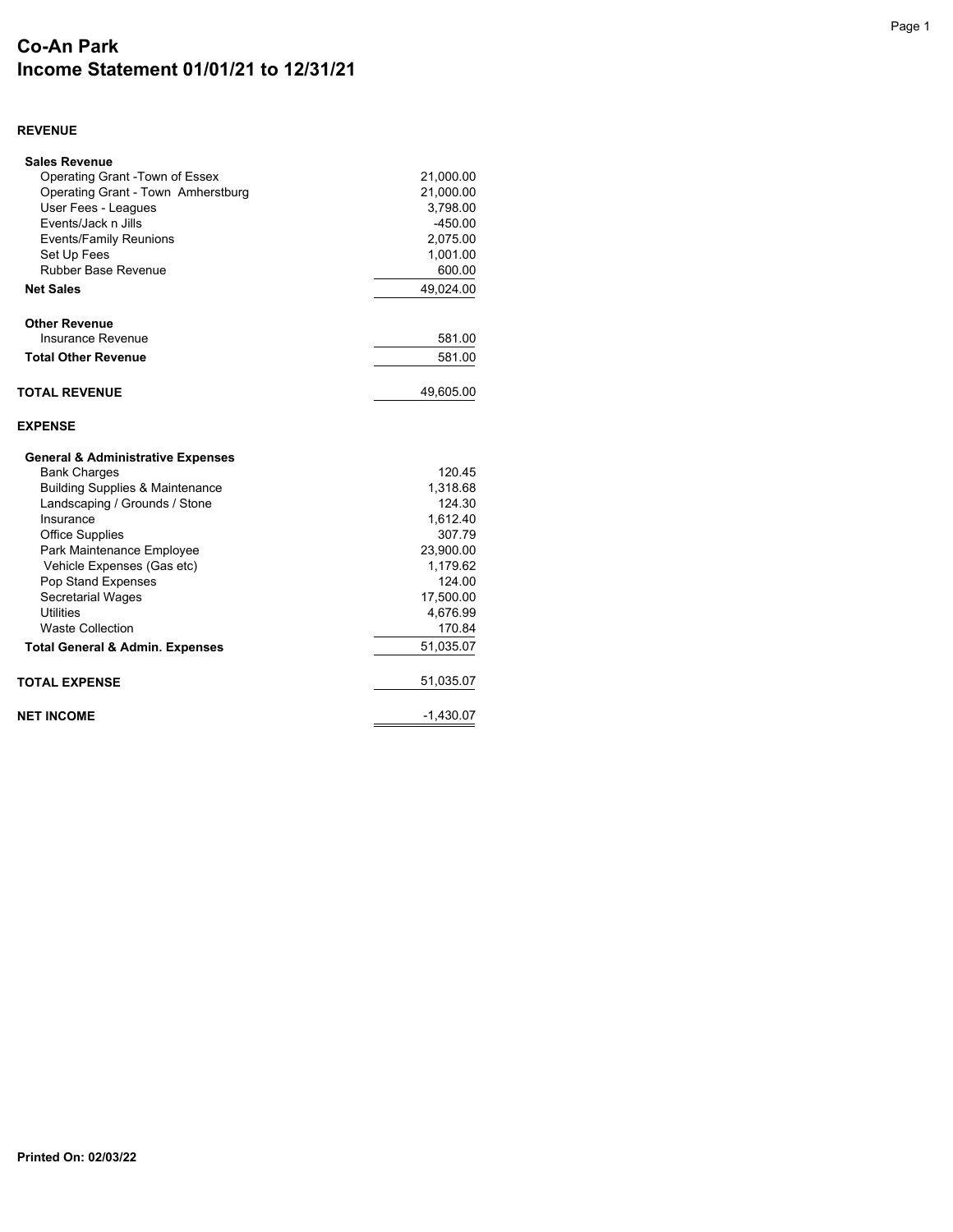# Co-An Park
# Income Statement 01/01/21 to 12/31/21

**REVENUE**

| | |
|---|---|
| **Sales Revenue** | |
| Operating Grant -Town of Essex | 21,000.00 |
| Operating Grant - Town Amherstburg | 21,000.00 |
| User Fees - Leagues | 3,798.00 |
| Events/Jack n Jills | -450.00 |
| Events/Family Reunions | 2,075.00 |
| Set Up Fees | 1,001.00 |
| Rubber Base Revenue | 600.00 |
| **Net Sales** | 49,024.00 |
| | |
| **Other Revenue** | |
| Insurance Revenue | 581.00 |
| **Total Other Revenue** | 581.00 |
| | |
| **TOTAL REVENUE** | 49,605.00 |

**EXPENSE**

| | |
|---|---|
| **General & Administrative Expenses** | |
| Bank Charges | 120.45 |
| Building Supplies & Maintenance | 1,318.68 |
| Landscaping / Grounds / Stone | 124.30 |
| Insurance | 1,612.40 |
| Office Supplies | 307.79 |
| Park Maintenance Employee | 23,900.00 |
| Vehicle Expenses (Gas etc) | 1,179.62 |
| Pop Stand Expenses | 124.00 |
| Secretarial Wages | 17,500.00 |
| Utilities | 4,676.99 |
| Waste Collection | 170.84 |
| **Total General & Admin. Expenses** | 51,035.07 |
| | |
| **TOTAL EXPENSE** | 51,035.07 |
| | |
| **NET INCOME** | -1,430.07 |

**Printed On: 02/03/22**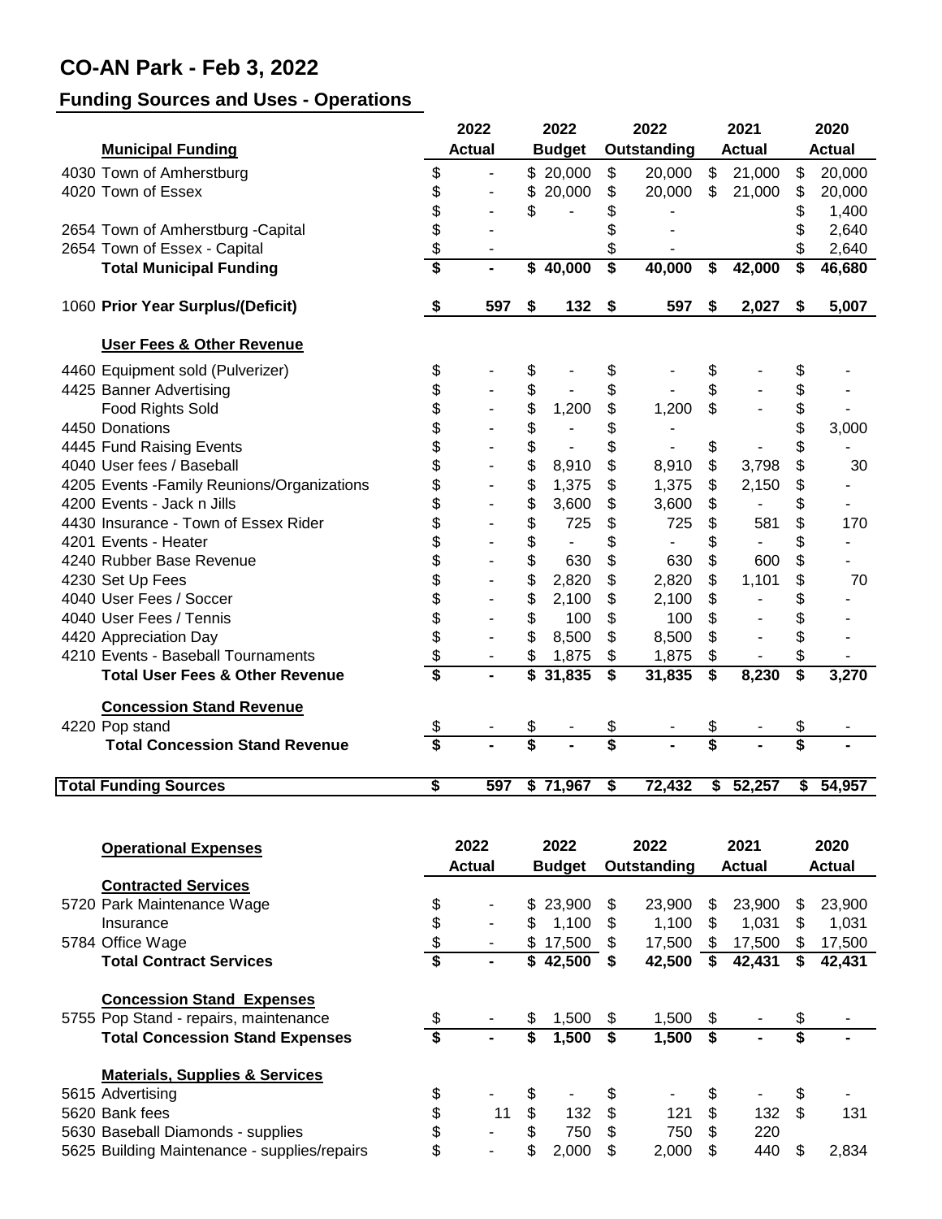# CO-AN Park - Feb 3, 2022

## Funding Sources and Uses - Operations

| Municipal Funding | 2022 Actual | 2022 Budget | 2022 Outstanding | 2021 Actual | 2020 Actual |
|---|---|---|---|---|---|
| 4030 Town of Amherstburg | $ - | $ 20,000 | $ 20,000 | $ 21,000 | $ 20,000 |
| 4020 Town of Essex | $ - | $ 20,000 | $ 20,000 | $ 21,000 | $ 20,000 |
| | $ - | $ - | $ - | | $ 1,400 |
| 2654 Town of Amherstburg -Capital | $ - | | $ - | | $ 2,640 |
| 2654 Town of Essex - Capital | $ - | | $ - | | $ 2,640 |
| **Total Municipal Funding** | **$ -** | **$ 40,000** | **$ 40,000** | **$ 42,000** | **$ 46,680** |
| | | | | | |
| 1060 **Prior Year Surplus/(Deficit)** | **$ 597** | **$ 132** | **$ 597** | **$ 2,027** | **$ 5,007** |
| | | | | | |
| **User Fees & Other Revenue** | | | | | |
| 4460 Equipment sold (Pulverizer) | $ - | $ - | $ - | $ - | $ - |
| 4425 Banner Advertising | $ - | $ - | $ - | $ - | $ - |
| Food Rights Sold | $ - | $ 1,200 | $ 1,200 | $ - | $ - |
| 4450 Donations | $ - | $ - | $ - | | $ 3,000 |
| 4445 Fund Raising Events | $ - | $ - | $ - | $ - | $ - |
| 4040 User fees / Baseball | $ - | $ 8,910 | $ 8,910 | $ 3,798 | $ 30 |
| 4205 Events -Family Reunions/Organizations | $ - | $ 1,375 | $ 1,375 | $ 2,150 | $ - |
| 4200 Events - Jack n Jills | $ - | $ 3,600 | $ 3,600 | $ - | $ - |
| 4430 Insurance - Town of Essex Rider | $ - | $ 725 | $ 725 | $ 581 | $ 170 |
| 4201 Events - Heater | $ - | $ - | $ - | $ - | $ - |
| 4240 Rubber Base Revenue | $ - | $ 630 | $ 630 | $ 600 | $ - |
| 4230 Set Up Fees | $ - | $ 2,820 | $ 2,820 | $ 1,101 | $ 70 |
| 4040 User Fees / Soccer | $ - | $ 2,100 | $ 2,100 | $ - | $ - |
| 4040 User Fees / Tennis | $ - | $ 100 | $ 100 | $ - | $ - |
| 4420 Appreciation Day | $ - | $ 8,500 | $ 8,500 | $ - | $ - |
| 4210 Events - Baseball Tournaments | $ - | $ 1,875 | $ 1,875 | $ - | $ - |
| **Total User Fees & Other Revenue** | **$ -** | **$ 31,835** | **$ 31,835** | **$ 8,230** | **$ 3,270** |
| | | | | | |
| **Concession Stand Revenue** | | | | | |
| 4220 Pop stand | $ - | $ - | $ - | $ - | $ - |
| **Total Concession Stand Revenue** | **$ -** | **$ -** | **$ -** | **$ -** | **$ -** |
| | | | | | |
| **Total Funding Sources** | **$ 597** | **$ 71,967** | **$ 72,432** | **$ 52,257** | **$ 54,957** |

| Operational Expenses | 2022 Actual | 2022 Budget | 2022 Outstanding | 2021 Actual | 2020 Actual |
|---|---|---|---|---|---|
| **Contracted Services** | | | | | |
| 5720 Park Maintenance Wage | $ - | $ 23,900 | $ 23,900 | $ 23,900 | $ 23,900 |
| Insurance | $ - | $ 1,100 | $ 1,100 | $ 1,031 | $ 1,031 |
| 5784 Office Wage | $ - | $ 17,500 | $ 17,500 | $ 17,500 | $ 17,500 |
| **Total Contract Services** | **$ -** | **$ 42,500** | **$ 42,500** | **$ 42,431** | **$ 42,431** |
| | | | | | |
| **Concession Stand Expenses** | | | | | |
| 5755 Pop Stand - repairs, maintenance | $ - | $ 1,500 | $ 1,500 | $ - | $ - |
| **Total Concession Stand Expenses** | **$ -** | **$ 1,500** | **$ 1,500** | **$ -** | **$ -** |
| | | | | | |
| **Materials, Supplies & Services** | | | | | |
| 5615 Advertising | $ - | $ - | $ - | $ - | $ - |
| 5620 Bank fees | $ 11 | $ 132 | $ 121 | $ 132 | $ 131 |
| 5630 Baseball Diamonds - supplies | $ - | $ 750 | $ 750 | $ 220 | |
| 5625 Building Maintenance - supplies/repairs | $ - | $ 2,000 | $ 2,000 | $ 440 | $ 2,834 |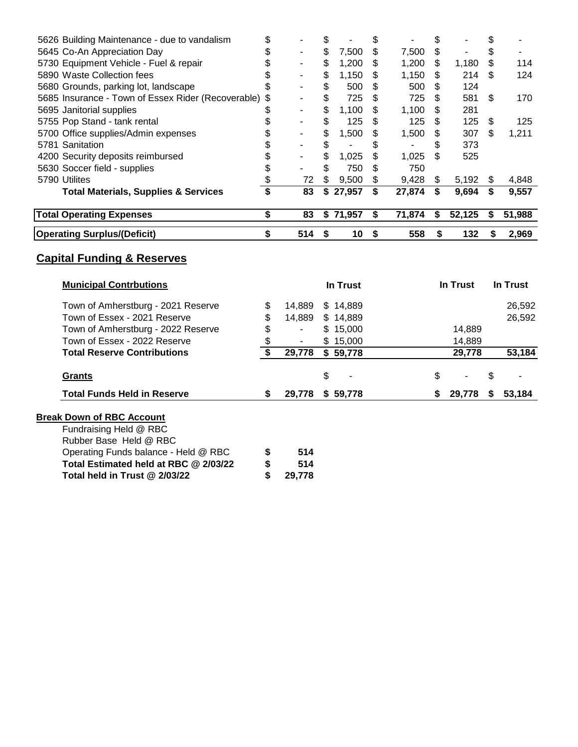| | | | | | |
|---|---|---|---|---|---|
| 5626 Building Maintenance - due to vandalism | $ - | $ - | $ - | $ - | $ - |
| 5645 Co-An Appreciation Day | $ - | $ 7,500 | $ 7,500 | $ - | $ - |
| 5730 Equipment Vehicle - Fuel & repair | $ - | $ 1,200 | $ 1,200 | $ 1,180 | $ 114 |
| 5890 Waste Collection fees | $ - | $ 1,150 | $ 1,150 | $ 214 | $ 124 |
| 5680 Grounds, parking lot, landscape | $ - | $ 500 | $ 500 | $ 124 | |
| 5685 Insurance - Town of Essex Rider (Recoverable) | $ - | $ 725 | $ 725 | $ 581 | $ 170 |
| 5695 Janitorial supplies | $ - | $ 1,100 | $ 1,100 | $ 281 | |
| 5755 Pop Stand - tank rental | $ - | $ 125 | $ 125 | $ 125 | $ 125 |
| 5700 Office supplies/Admin expenses | $ - | $ 1,500 | $ 1,500 | $ 307 | $ 1,211 |
| 5781 Sanitation | $ - | $ - | $ - | $ 373 | |
| 4200 Security deposits reimbursed | $ - | $ 1,025 | $ 1,025 | $ 525 | |
| 5630 Soccer field - supplies | $ - | $ 750 | $ 750 | | |
| 5790 Utilites | $ 72 | $ 9,500 | $ 9,428 | $ 5,192 | $ 4,848 |
| **Total Materials, Supplies & Services** | **$ 83** | **$ 27,957** | **$ 27,874** | **$ 9,694** | **$ 9,557** |
| **Total Operating Expenses** | **$ 83** | **$ 71,957** | **$ 71,874** | **$ 52,125** | **$ 51,988** |
| **Operating Surplus/(Deficit)** | **$ 514** | **$ 10** | **$ 558** | **$ 132** | **$ 2,969** |

## Capital Funding & Reserves

| **Municipal Contrbutions** | | **In Trust** | | **In Trust** | **In Trust** |
|---|---|---|---|---|---|
| Town of Amherstburg - 2021 Reserve | $ 14,889 | $ 14,889 | | | 26,592 |
| Town of Essex - 2021 Reserve | $ 14,889 | $ 14,889 | | | 26,592 |
| Town of Amherstburg - 2022 Reserve | $ - | $ 15,000 | | 14,889 | |
| Town of Essex - 2022 Reserve | $ - | $ 15,000 | | 14,889 | |
| **Total Reserve Contributions** | **$ 29,778** | **$ 59,778** | | **29,778** | **53,184** |
| **Grants** | | $ - | | $ - | $ - |
| **Total Funds Held in Reserve** | **$ 29,778** | **$ 59,778** | | **$ 29,778** | **$ 53,184** |

**Break Down of RBC Account**

| | |
|---|---|
| Fundraising Held @ RBC | |
| Rubber Base Held @ RBC | |
| Operating Funds balance - Held @ RBC | **$ 514** |
| **Total Estimated held at RBC @ 2/03/22** | **$ 514** |
| **Total held in Trust @ 2/03/22** | **$ 29,778** |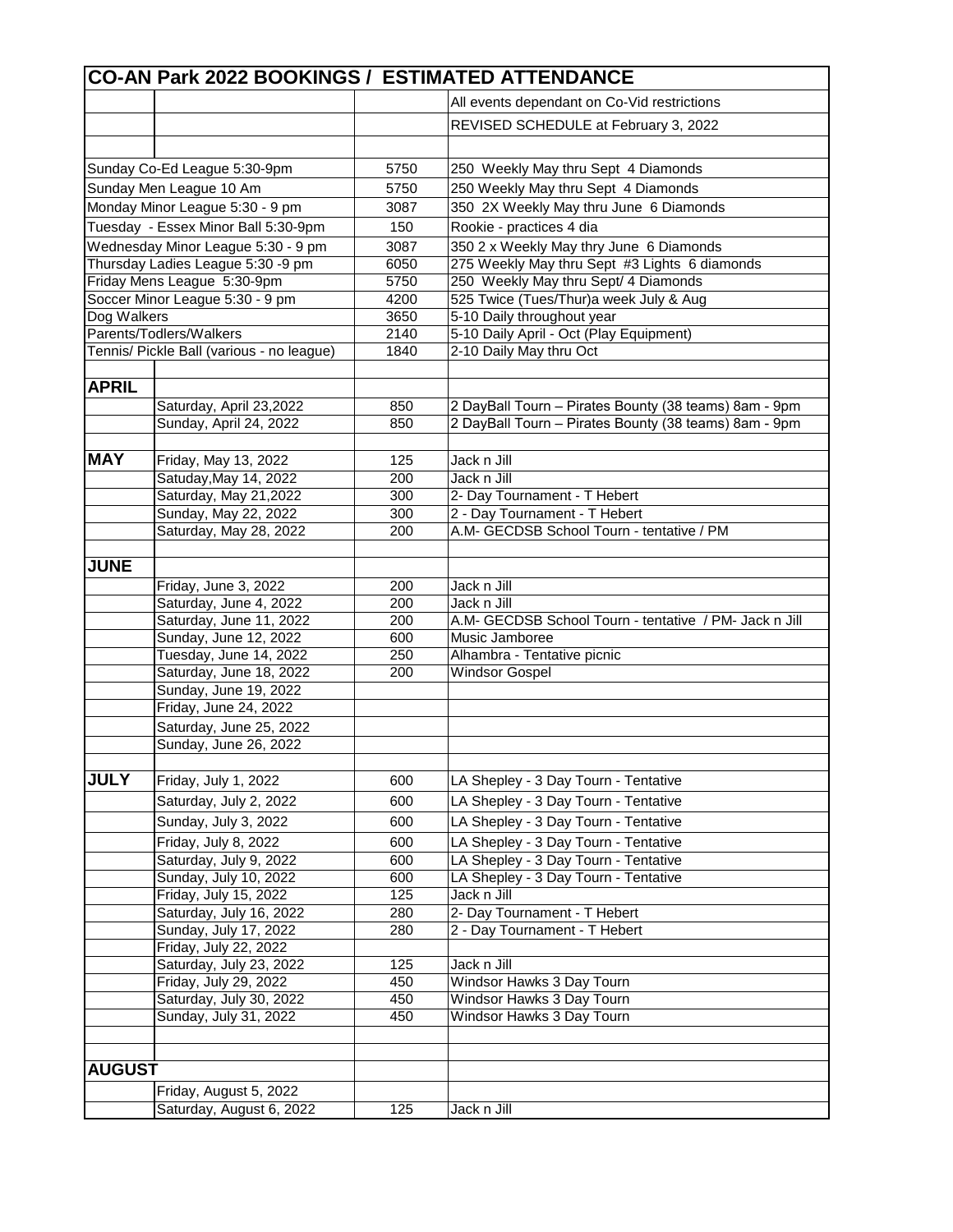| CO-AN Park 2022 BOOKINGS / ESTIMATED ATTENDANCE | | | |
|---|---|---|---|
| | | | All events dependant on Co-Vid restrictions |
| | | | REVISED SCHEDULE at February 3, 2022 |
| | | | |
| Sunday Co-Ed League 5:30-9pm | | 5750 | 250 Weekly May thru Sept 4 Diamonds |
| Sunday Men League 10 Am | | 5750 | 250 Weekly May thru Sept 4 Diamonds |
| Monday Minor League 5:30 - 9 pm | | 3087 | 350 2X Weekly May thru June 6 Diamonds |
| Tuesday - Essex Minor Ball 5:30-9pm | | 150 | Rookie - practices 4 dia |
| Wednesday Minor League 5:30 - 9 pm | | 3087 | 350 2 x Weekly May thry June 6 Diamonds |
| Thursday Ladies League 5:30 -9 pm | | 6050 | 275 Weekly May thru Sept #3 Lights 6 diamonds |
| Friday Mens League 5:30-9pm | | 5750 | 250 Weekly May thru Sept/ 4 Diamonds |
| Soccer Minor League 5:30 - 9 pm | | 4200 | 525 Twice (Tues/Thur)a week July & Aug |
| Dog Walkers | | 3650 | 5-10 Daily throughout year |
| Parents/Todlers/Walkers | | 2140 | 5-10 Daily April - Oct (Play Equipment) |
| Tennis/ Pickle Ball (various - no league) | | 1840 | 2-10 Daily May thru Oct |
| | | | |
| **APRIL** | | | |
| | Saturday, April 23,2022 | 850 | 2 DayBall Tourn – Pirates Bounty (38 teams) 8am - 9pm |
| | Sunday, April 24, 2022 | 850 | 2 DayBall Tourn – Pirates Bounty (38 teams) 8am - 9pm |
| | | | |
| **MAY** | Friday, May 13, 2022 | 125 | Jack n Jill |
| | Satuday,May 14, 2022 | 200 | Jack n Jill |
| | Saturday, May 21,2022 | 300 | 2- Day Tournament - T Hebert |
| | Sunday, May 22, 2022 | 300 | 2 - Day Tournament - T Hebert |
| | Saturday, May 28, 2022 | 200 | A.M- GECDSB School Tourn - tentative / PM |
| | | | |
| **JUNE** | | | |
| | Friday, June 3, 2022 | 200 | Jack n Jill |
| | Saturday, June 4, 2022 | 200 | Jack n Jill |
| | Saturday, June 11, 2022 | 200 | A.M- GECDSB School Tourn - tentative / PM- Jack n Jill |
| | Sunday, June 12, 2022 | 600 | Music Jamboree |
| | Tuesday, June 14, 2022 | 250 | Alhambra - Tentative picnic |
| | Saturday, June 18, 2022 | 200 | Windsor Gospel |
| | Sunday, June 19, 2022 | | |
| | Friday, June 24, 2022 | | |
| | Saturday, June 25, 2022 | | |
| | Sunday, June 26, 2022 | | |
| | | | |
| **JULY** | Friday, July 1, 2022 | 600 | LA Shepley - 3 Day Tourn - Tentative |
| | Saturday, July 2, 2022 | 600 | LA Shepley - 3 Day Tourn - Tentative |
| | Sunday, July 3, 2022 | 600 | LA Shepley - 3 Day Tourn - Tentative |
| | Friday, July 8, 2022 | 600 | LA Shepley - 3 Day Tourn - Tentative |
| | Saturday, July 9, 2022 | 600 | LA Shepley - 3 Day Tourn - Tentative |
| | Sunday, July 10, 2022 | 600 | LA Shepley - 3 Day Tourn - Tentative |
| | Friday, July 15, 2022 | 125 | Jack n Jill |
| | Saturday, July 16, 2022 | 280 | 2- Day Tournament - T Hebert |
| | Sunday, July 17, 2022 | 280 | 2 - Day Tournament - T Hebert |
| | Friday, July 22, 2022 | | |
| | Saturday, July 23, 2022 | 125 | Jack n Jill |
| | Friday, July 29, 2022 | 450 | Windsor Hawks 3 Day Tourn |
| | Saturday, July 30, 2022 | 450 | Windsor Hawks 3 Day Tourn |
| | Sunday, July 31, 2022 | 450 | Windsor Hawks 3 Day Tourn |
| | | | |
| | | | |
| **AUGUST** | | | |
| | Friday, August 5, 2022 | | |
| | Saturday, August 6, 2022 | 125 | Jack n Jill |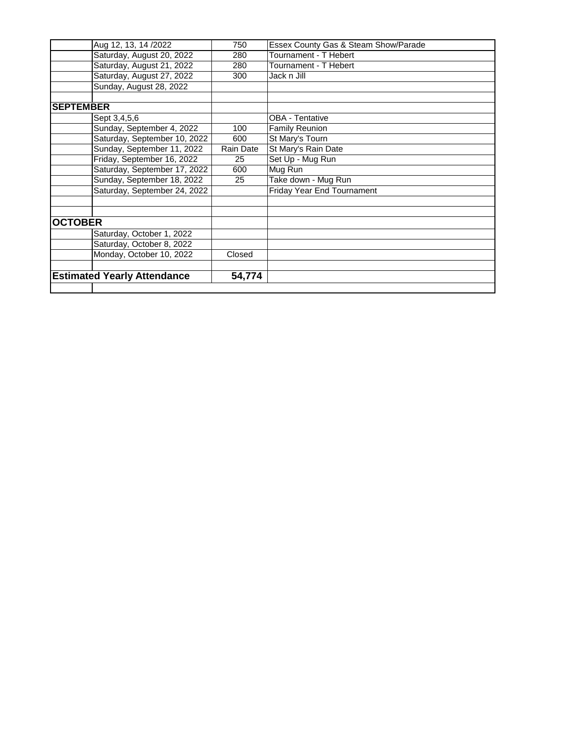| | | | |
|---|---|---|---|
| | Aug 12, 13, 14 /2022 | 750 | Essex County Gas & Steam Show/Parade |
| | Saturday, August 20, 2022 | 280 | Tournament - T Hebert |
| | Saturday, August 21, 2022 | 280 | Tournament - T Hebert |
| | Saturday, August 27, 2022 | 300 | Jack n Jill |
| | Sunday, August 28, 2022 | | |
| | | | |
| **SEPTEMBER** | | | |
| | Sept 3,4,5,6 | | OBA - Tentative |
| | Sunday, September 4, 2022 | 100 | Family Reunion |
| | Saturday, September 10, 2022 | 600 | St Mary's Tourn |
| | Sunday, September 11, 2022 | Rain Date | St Mary's Rain Date |
| | Friday, September 16, 2022 | 25 | Set Up - Mug Run |
| | Saturday, September 17, 2022 | 600 | Mug Run |
| | Sunday, September 18, 2022 | 25 | Take down - Mug Run |
| | Saturday, September 24, 2022 | | Friday Year End Tournament |
| | | | |
| | | | |
| **OCTOBER** | | | |
| | Saturday, October 1, 2022 | | |
| | Saturday, October 8, 2022 | | |
| | Monday, October 10, 2022 | Closed | |
| | | | |
| **Estimated Yearly Attendance** | | **54,774** | |
| | | | |